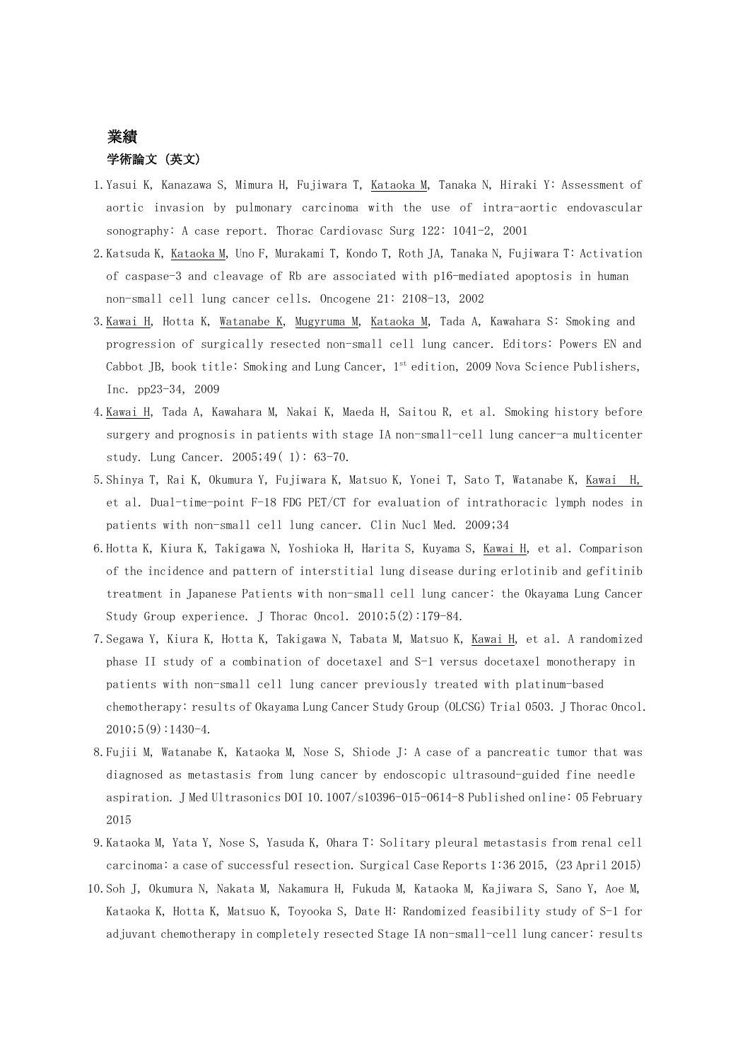# 業績

## 学術論文（英文）

1. Yasui K, Kanazawa S, Mimura H, Fujiwara T, Kataoka M, Tanaka N, Hiraki Y: Assessment of aortic invasion by pulmonary carcinoma with the use of intra-aortic endovascular sonography: A case report. Thorac Cardiovasc Surg 122: 1041-2, 2001
2. Katsuda K, Kataoka M, Uno F, Murakami T, Kondo T, Roth JA, Tanaka N, Fujiwara T: Activation of caspase-3 and cleavage of Rb are associated with p16-mediated apoptosis in human non-small cell lung cancer cells. Oncogene 21: 2108-13, 2002
3. Kawai H, Hotta K, Watanabe K, Mugyruma M, Kataoka M, Tada A, Kawahara S: Smoking and progression of surgically resected non-small cell lung cancer. Editors: Powers EN and Cabbot JB, book title: Smoking and Lung Cancer, 1st edition, 2009 Nova Science Publishers, Inc. pp23-34, 2009
4. Kawai H, Tada A, Kawahara M, Nakai K, Maeda H, Saitou R, et al. Smoking history before surgery and prognosis in patients with stage IA non-small-cell lung cancer-a multicenter study. Lung Cancer. 2005;49( 1): 63-70.
5. Shinya T, Rai K, Okumura Y, Fujiwara K, Matsuo K, Yonei T, Sato T, Watanabe K, Kawai H, et al. Dual-time-point F-18 FDG PET/CT for evaluation of intrathoracic lymph nodes in patients with non-small cell lung cancer. Clin Nucl Med. 2009;34
6. Hotta K, Kiura K, Takigawa N, Yoshioka H, Harita S, Kuyama S, Kawai H, et al. Comparison of the incidence and pattern of interstitial lung disease during erlotinib and gefitinib treatment in Japanese Patients with non-small cell lung cancer: the Okayama Lung Cancer Study Group experience. J Thorac Oncol. 2010;5(2):179-84.
7. Segawa Y, Kiura K, Hotta K, Takigawa N, Tabata M, Matsuo K, Kawai H, et al. A randomized phase II study of a combination of docetaxel and S-1 versus docetaxel monotherapy in patients with non-small cell lung cancer previously treated with platinum-based chemotherapy: results of Okayama Lung Cancer Study Group (OLCSG) Trial 0503. J Thorac Oncol. 2010;5(9):1430-4.
8. Fujii M, Watanabe K, Kataoka M, Nose S, Shiode J: A case of a pancreatic tumor that was diagnosed as metastasis from lung cancer by endoscopic ultrasound-guided fine needle aspiration. J Med Ultrasonics DOI 10.1007/s10396-015-0614-8 Published online: 05 February 2015
9. Kataoka M, Yata Y, Nose S, Yasuda K, Ohara T: Solitary pleural metastasis from renal cell carcinoma: a case of successful resection. Surgical Case Reports 1:36 2015, (23 April 2015)
10. Soh J, Okumura N, Nakata M, Nakamura H, Fukuda M, Kataoka M, Kajiwara S, Sano Y, Aoe M, Kataoka K, Hotta K, Matsuo K, Toyooka S, Date H: Randomized feasibility study of S-1 for adjuvant chemotherapy in completely resected Stage IA non-small-cell lung cancer: results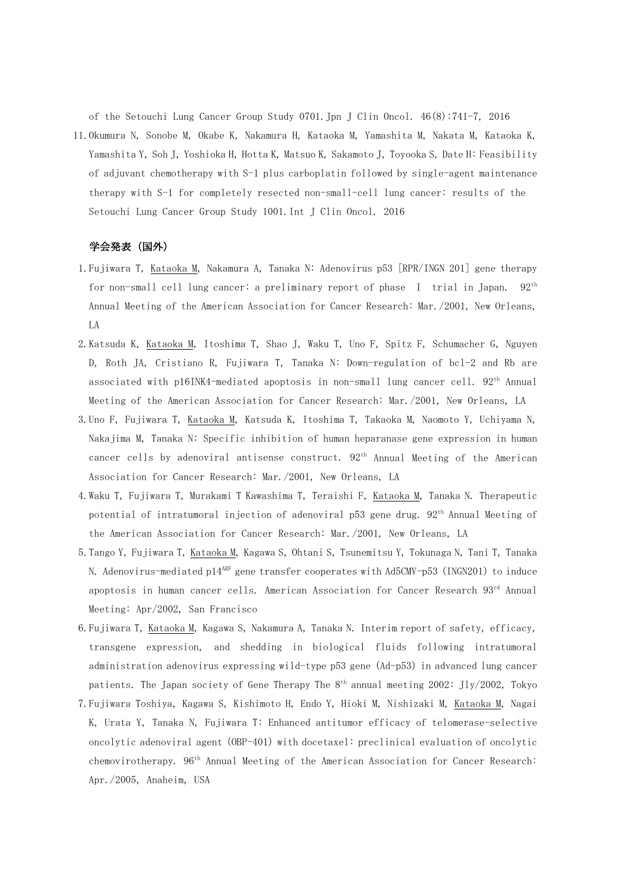of the Setouchi Lung Cancer Group Study 0701. Jpn J Clin Oncol. 46(8):741-7, 2016

11. Okumura N, Sonobe M, Okabe K, Nakamura H, Kataoka M, Yamashita M, Nakata M, Kataoka K, Yamashita Y, Soh J, Yoshioka H, Hotta K, Matsuo K, Sakamoto J, Toyooka S, Date H: Feasibility of adjuvant chemotherapy with S-1 plus carboplatin followed by single-agent maintenance therapy with S-1 for completely resected non-small-cell lung cancer: results of the Setouchi Lung Cancer Group Study 1001. Int J Clin Oncol. 2016

### 学会発表（国外）

1. Fujiwara T, Kataoka M, Nakamura A, Tanaka N: Adenovirus p53 [RPR/INGN 201] gene therapy for non-small cell lung cancer: a preliminary report of phase I trial in Japan. 92th Annual Meeting of the American Association for Cancer Research: Mar./2001, New Orleans, LA
2. Katsuda K, Kataoka M, Itoshima T, Shao J, Waku T, Uno F, Spitz F, Schumacher G, Nguyen D, Roth JA, Cristiano R, Fujiwara T, Tanaka N: Down-regulation of bcl-2 and Rb are associated with p16INK4-mediated apoptosis in non-small lung cancer cell. 92th Annual Meeting of the American Association for Cancer Research: Mar./2001, New Orleans, LA
3. Uno F, Fujiwara T, Kataoka M, Katsuda K, Itoshima T, Takaoka M, Naomoto Y, Uchiyama N, Nakajima M, Tanaka N: Specific inhibition of human heparanase gene expression in human cancer cells by adenoviral antisense construct. 92th Annual Meeting of the American Association for Cancer Research: Mar./2001, New Orleans, LA
4. Waku T, Fujiwara T, Murakami T Kawashima T, Teraishi F, Kataoka M, Tanaka N. Therapeutic potential of intratumoral injection of adenoviral p53 gene drug. 92th Annual Meeting of the American Association for Cancer Research: Mar./2001, New Orleans, LA
5. Tango Y, Fujiwara T, Kataoka M, Kagawa S, Ohtani S, Tsunemitsu Y, Tokunaga N, Tani T, Tanaka N. Adenovirus-mediated p14ARF gene transfer cooperates with Ad5CMV-p53 (INGN201) to induce apoptosis in human cancer cells. American Association for Cancer Research 93rd Annual Meeting: Apr/2002, San Francisco
6. Fujiwara T, Kataoka M, Kagawa S, Nakamura A, Tanaka N. Interim report of safety, efficacy, transgene expression, and shedding in biological fluids following intratumoral administration adenovirus expressing wild-type p53 gene (Ad-p53) in advanced lung cancer patients. The Japan society of Gene Therapy The 8th annual meeting 2002: Jly/2002, Tokyo
7. Fujiwara Toshiya, Kagawa S, Kishimoto H, Endo Y, Hioki M, Nishizaki M, Kataoka M, Nagai K, Urata Y, Tanaka N, Fujiwara T: Enhanced antitumor efficacy of telomerase-selective oncolytic adenoviral agent (OBP-401) with docetaxel: preclinical evaluation of oncolytic chemovirotherapy. 96th Annual Meeting of the American Association for Cancer Research: Apr./2005, Anaheim, USA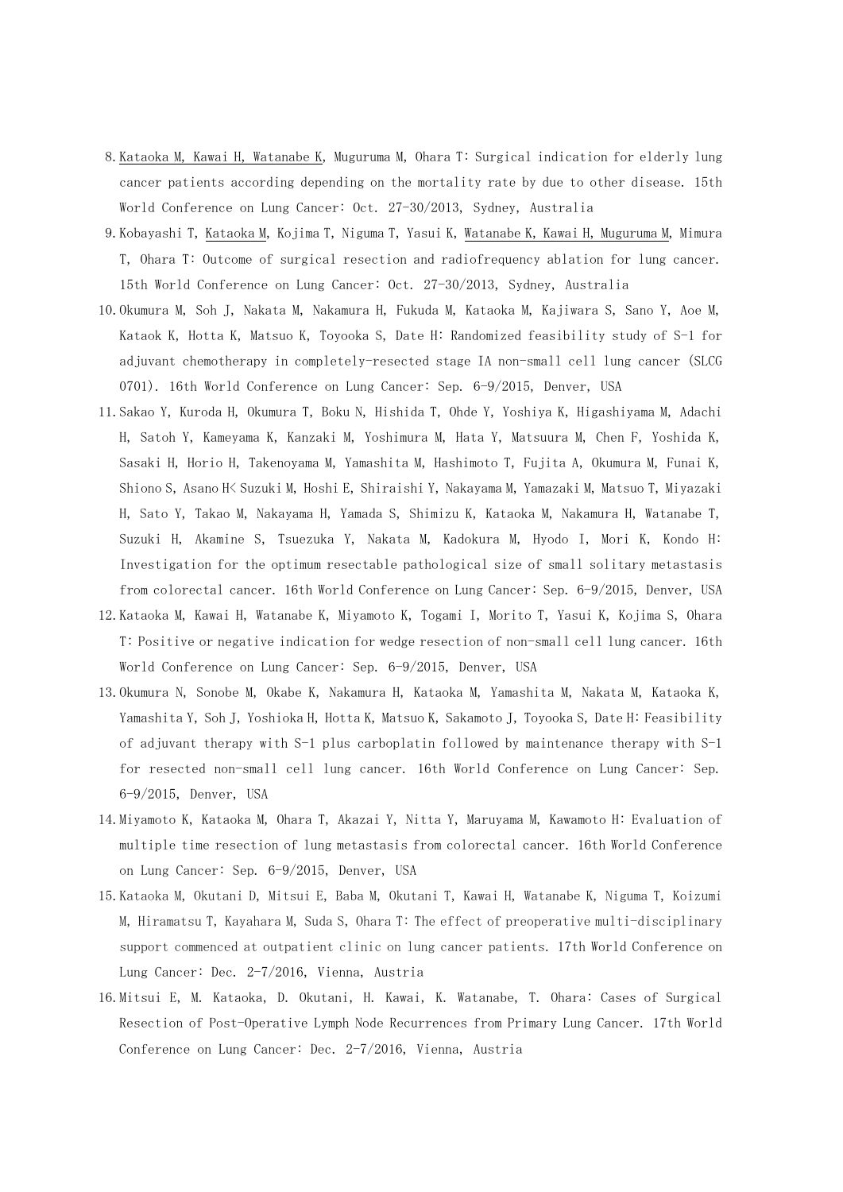8. <u>Kataoka M, Kawai H, Watanabe K</u>, Muguruma M, Ohara T: Surgical indication for elderly lung cancer patients according depending on the mortality rate by due to other disease. 15th World Conference on Lung Cancer: Oct. 27-30/2013, Sydney, Australia
9. Kobayashi T, <u>Kataoka M</u>, Kojima T, Niguma T, Yasui K, <u>Watanabe K, Kawai H, Muguruma M</u>, Mimura T, Ohara T: Outcome of surgical resection and radiofrequency ablation for lung cancer. 15th World Conference on Lung Cancer: Oct. 27-30/2013, Sydney, Australia
10. Okumura M, Soh J, Nakata M, Nakamura H, Fukuda M, Kataoka M, Kajiwara S, Sano Y, Aoe M, Kataok K, Hotta K, Matsuo K, Toyooka S, Date H: Randomized feasibility study of S-1 for adjuvant chemotherapy in completely-resected stage IA non-small cell lung cancer (SLCG 0701). 16th World Conference on Lung Cancer: Sep. 6-9/2015, Denver, USA
11. Sakao Y, Kuroda H, Okumura T, Boku N, Hishida T, Ohde Y, Yoshiya K, Higashiyama M, Adachi H, Satoh Y, Kameyama K, Kanzaki M, Yoshimura M, Hata Y, Matsuura M, Chen F, Yoshida K, Sasaki H, Horio H, Takenoyama M, Yamashita M, Hashimoto T, Fujita A, Okumura M, Funai K, Shiono S, Asano H< Suzuki M, Hoshi E, Shiraishi Y, Nakayama M, Yamazaki M, Matsuo T, Miyazaki H, Sato Y, Takao M, Nakayama H, Yamada S, Shimizu K, Kataoka M, Nakamura H, Watanabe T, Suzuki H, Akamine S, Tsuezuka Y, Nakata M, Kadokura M, Hyodo I, Mori K, Kondo H: Investigation for the optimum resectable pathological size of small solitary metastasis from colorectal cancer. 16th World Conference on Lung Cancer: Sep. 6-9/2015, Denver, USA
12. Kataoka M, Kawai H, Watanabe K, Miyamoto K, Togami I, Morito T, Yasui K, Kojima S, Ohara T: Positive or negative indication for wedge resection of non-small cell lung cancer. 16th World Conference on Lung Cancer: Sep. 6-9/2015, Denver, USA
13. Okumura N, Sonobe M, Okabe K, Nakamura H, Kataoka M, Yamashita M, Nakata M, Kataoka K, Yamashita Y, Soh J, Yoshioka H, Hotta K, Matsuo K, Sakamoto J, Toyooka S, Date H: Feasibility of adjuvant therapy with S-1 plus carboplatin followed by maintenance therapy with S-1 for resected non-small cell lung cancer. 16th World Conference on Lung Cancer: Sep. 6-9/2015, Denver, USA
14. Miyamoto K, Kataoka M, Ohara T, Akazai Y, Nitta Y, Maruyama M, Kawamoto H: Evaluation of multiple time resection of lung metastasis from colorectal cancer. 16th World Conference on Lung Cancer: Sep. 6-9/2015, Denver, USA
15. Kataoka M, Okutani D, Mitsui E, Baba M, Okutani T, Kawai H, Watanabe K, Niguma T, Koizumi M, Hiramatsu T, Kayahara M, Suda S, Ohara T: The effect of preoperative multi-disciplinary support commenced at outpatient clinic on lung cancer patients. 17th World Conference on Lung Cancer: Dec. 2-7/2016, Vienna, Austria
16. Mitsui E, M. Kataoka, D. Okutani, H. Kawai, K. Watanabe, T. Ohara: Cases of Surgical Resection of Post-Operative Lymph Node Recurrences from Primary Lung Cancer. 17th World Conference on Lung Cancer: Dec. 2-7/2016, Vienna, Austria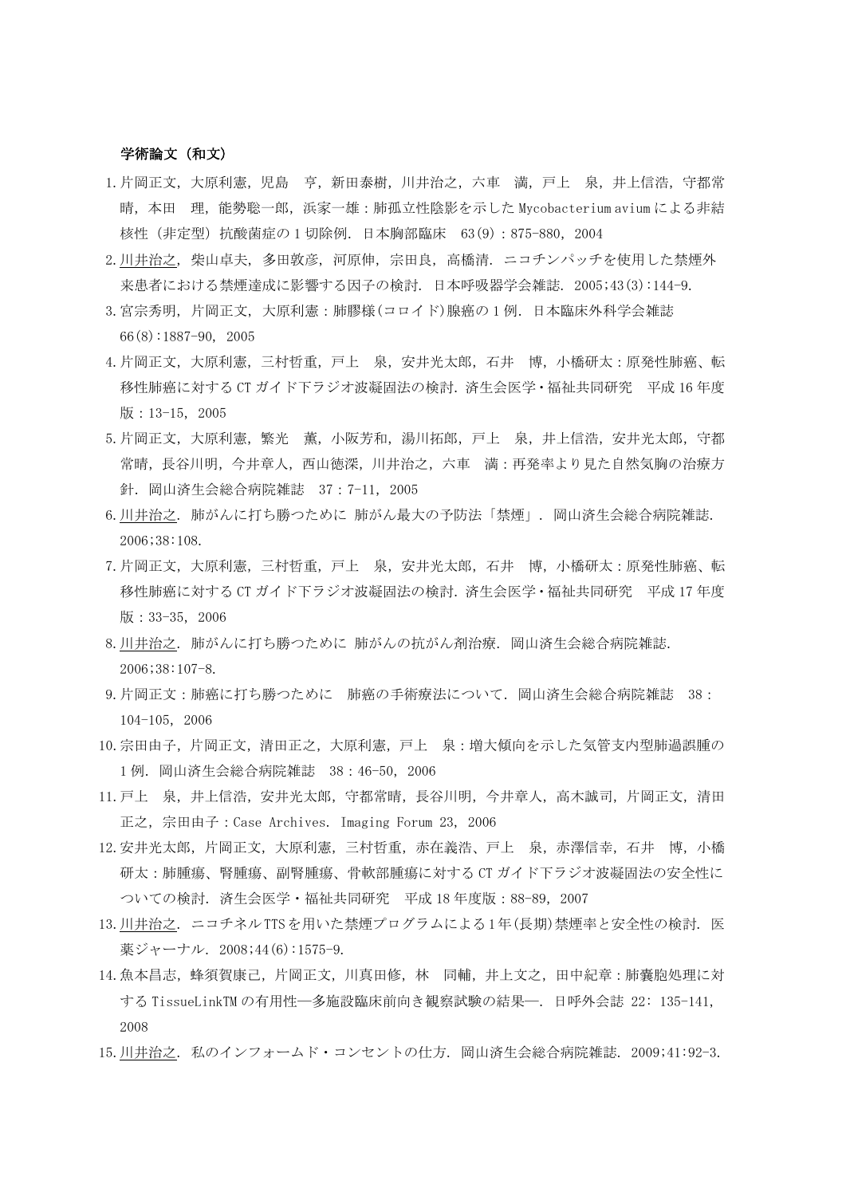**学術論文（和文）**

1. 片岡正文，大原利憲，児島　亨，新田泰樹，川井治之，六車　満，戸上　泉，井上信浩，守都常晴，本田　理，能勢聡一郎，浜家一雄：肺孤立性陰影を示したMycobacterium aviumによる非結核性（非定型）抗酸菌症の１切除例．日本胸部臨床　63(9)：875-880，2004
2. 川井治之，柴山卓夫，多田敦彦，河原伸，宗田良，高橋清．ニコチンパッチを使用した禁煙外来患者における禁煙達成に影響する因子の検討．日本呼吸器学会雑誌．2005;43(3):144-9.
3. 宮宗秀明，片岡正文，大原利憲：肺膠様(コロイド)腺癌の１例．日本臨床外科学会雑誌 66(8):1887-90，2005
4. 片岡正文，大原利憲，三村哲重，戸上　泉，安井光太郎，石井　博，小橋研太：原発性肺癌、転移性肺癌に対するCTガイド下ラジオ波凝固法の検討．済生会医学・福祉共同研究　平成16年度版：13-15，2005
5. 片岡正文，大原利憲，繁光　薫，小阪芳和，湯川拓郎，戸上　泉，井上信浩，安井光太郎，守都常晴，長谷川明，今井章人，西山徳深，川井治之，六車　満：再発率より見た自然気胸の治療方針．岡山済生会総合病院雑誌　37：7-11，2005
6. 川井治之．肺がんに打ち勝つために 肺がん最大の予防法「禁煙」．岡山済生会総合病院雑誌．2006;38:108.
7. 片岡正文，大原利憲，三村哲重，戸上　泉，安井光太郎，石井　博，小橋研太：原発性肺癌、転移性肺癌に対するCTガイド下ラジオ波凝固法の検討．済生会医学・福祉共同研究　平成17年度版：33-35，2006
8. 川井治之．肺がんに打ち勝つために 肺がんの抗がん剤治療．岡山済生会総合病院雑誌．2006;38:107-8.
9. 片岡正文：肺癌に打ち勝つために　肺癌の手術療法について．岡山済生会総合病院雑誌　38：104-105，2006
10. 宗田由子，片岡正文，清田正之，大原利憲，戸上　泉：増大傾向を示した気管支内型肺過誤腫の１例．岡山済生会総合病院雑誌　38：46-50，2006
11. 戸上　泉，井上信浩，安井光太郎，守都常晴，長谷川明，今井章人，高木誠司，片岡正文，清田正之，宗田由子：Case Archives. Imaging Forum 23，2006
12. 安井光太郎，片岡正文，大原利憲，三村哲重，赤在義浩，戸上　泉，赤澤信幸，石井　博，小橋研太：肺腫瘍、腎腫瘍、副腎腫瘍、骨軟部腫瘍に対するCTガイド下ラジオ波凝固法の安全性についての検討．済生会医学・福祉共同研究　平成18年度版：88-89，2007
13. 川井治之．ニコチネルTTSを用いた禁煙プログラムによる1年(長期)禁煙率と安全性の検討．医薬ジャーナル．2008;44(6):1575-9.
14. 魚本昌志，蜂須賀康己，片岡正文，川真田修，林　同輔，井上文之，田中紀章：肺嚢胞処理に対するTissueLinkTMの有用性―多施設臨床前向き観察試験の結果―．日呼外会誌 22：135-141，2008
15. 川井治之．私のインフォームド・コンセントの仕方．岡山済生会総合病院雑誌．2009;41:92-3.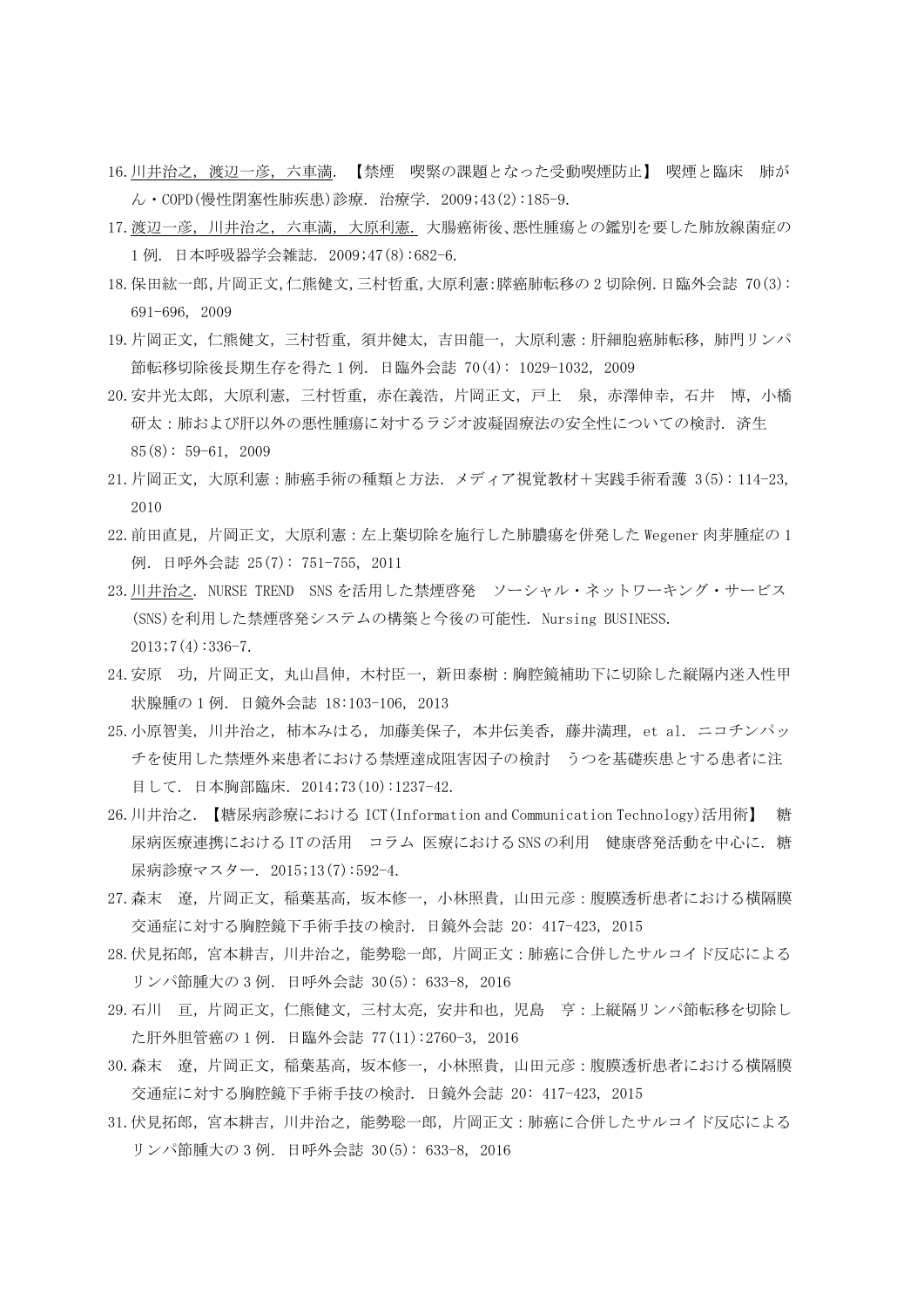16. 川井治之, 渡辺一彦, 六車満. 【禁煙　喫緊の課題となった受動喫煙防止】 喫煙と臨床　肺がん・COPD(慢性閉塞性肺疾患)診療. 治療学. 2009;43(2):185-9.
17. 渡辺一彦, 川井治之, 六車満, 大原利憲. 大腸癌術後、悪性腫瘍との鑑別を要した肺放線菌症の1例. 日本呼吸器学会雑誌. 2009;47(8):682-6.
18. 保田紘一郎,片岡正文,仁熊健文,三村哲重,大原利憲:膵癌肺転移の2切除例.日臨外会誌 70(3): 691-696, 2009
19. 片岡正文, 仁熊健文, 三村哲重, 須井健太, 吉田龍一, 大原利憲：肝細胞癌肺転移, 肺門リンパ節転移切除後長期生存を得た1例. 日臨外会誌 70(4): 1029-1032, 2009
20. 安井光太郎, 大原利憲, 三村哲重, 赤在義浩, 片岡正文, 戸上　泉, 赤澤伸幸, 石井　博, 小橋研太：肺および肝以外の悪性腫瘍に対するラジオ波凝固療法の安全性についての検討. 済生 85(8): 59-61, 2009
21. 片岡正文, 大原利憲：肺癌手術の種類と方法. メディア視覚教材＋実践手術看護 3(5): 114-23, 2010
22. 前田直見, 片岡正文, 大原利憲：左上葉切除を施行した肺膿瘍を併発したWegener肉芽腫症の1例. 日呼外会誌 25(7): 751-755, 2011
23. 川井治之. NURSE TREND　SNSを活用した禁煙啓発　ソーシャル・ネットワーキング・サービス(SNS)を利用した禁煙啓発システムの構築と今後の可能性. Nursing BUSINESS. 2013;7(4):336-7.
24. 安原　功, 片岡正文, 丸山昌伸, 木村臣一, 新田泰樹：胸腔鏡補助下に切除した縦隔内迷入性甲状腺腫の1例. 日鏡外会誌 18:103-106, 2013
25. 小原智美, 川井治之, 柿本みはる, 加藤美保子, 本井伝美香, 藤井満理, et al. ニコチンパッチを使用した禁煙外来患者における禁煙達成阻害因子の検討　うつを基礎疾患とする患者に注目して. 日本胸部臨床. 2014;73(10):1237-42.
26. 川井治之. 【糖尿病診療におけるICT(Information and Communication Technology)活用術】　糖尿病医療連携におけるITの活用　コラム 医療におけるSNSの利用　健康啓発活動を中心に. 糖尿病診療マスター. 2015;13(7):592-4.
27. 森末　遼, 片岡正文, 稲葉基高, 坂本修一, 小林照貴, 山田元彦：腹膜透析患者における横隔膜交通症に対する胸腔鏡下手術手技の検討. 日鏡外会誌 20: 417-423, 2015
28. 伏見拓郎, 宮本耕吉, 川井治之, 能勢聡一郎, 片岡正文：肺癌に合併したサルコイド反応によるリンパ節腫大の3例. 日呼外会誌 30(5): 633-8, 2016
29. 石川　亘, 片岡正文, 仁熊健文, 三村太亮, 安井和也, 児島　亨：上縦隔リンパ節転移を切除した肝外胆管癌の1例. 日臨外会誌 77(11):2760-3, 2016
30. 森末　遼, 片岡正文, 稲葉基高, 坂本修一, 小林照貴, 山田元彦：腹膜透析患者における横隔膜交通症に対する胸腔鏡下手術手技の検討. 日鏡外会誌 20: 417-423, 2015
31. 伏見拓郎, 宮本耕吉, 川井治之, 能勢聡一郎, 片岡正文：肺癌に合併したサルコイド反応によるリンパ節腫大の3例. 日呼外会誌 30(5): 633-8, 2016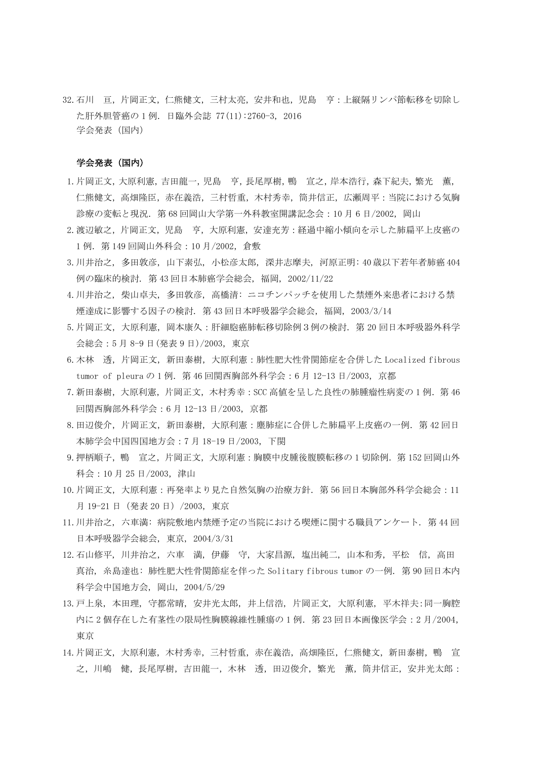32. 石川　亘，片岡正文，仁熊健文，三村太亮，安井和也，児島　亨：上縦隔リンパ節転移を切除した肝外胆管癌の 1 例. 日臨外会誌 77(11):2760-3, 2016
    学会発表（国内）

**学会発表（国内）**

1. 片岡正文，大原利憲，吉田龍一，児島　亨，長尾厚樹，鴨　宣之，岸本浩行，森下紀夫，繁光　薫，仁熊健文，高畑隆臣，赤在義浩，三村哲重，木村秀幸，筒井信正，広瀬周平：当院における気胸診療の変転と現況. 第 68 回岡山大学第一外科教室開講記念会：10 月 6 日/2002, 岡山
2. 渡辺敏之，片岡正文，児島　亨，大原利憲，安達充芳：経過中縮小傾向を示した肺扁平上皮癌の 1 例. 第 149 回岡山外科会：10 月/2002, 倉敷
3. 川井治之，多田敦彦，山下素弘，小松彦太郎，深井志摩夫，河原正明：40 歳以下若年者肺癌 404 例の臨床的検討. 第 43 回日本肺癌学会総会，福岡，2002/11/22
4. 川井治之，柴山卓夫，多田敦彦，高橋清：ニコチンパッチを使用した禁煙外来患者における禁煙達成に影響する因子の検討. 第 43 回日本呼吸器学会総会，福岡，2003/3/14
5. 片岡正文，大原利憲，岡本康久：肝細胞癌肺転移切除例 3 例の検討. 第 20 回日本呼吸器外科学会総会：5 月 8-9 日(発表 9 日)/2003, 東京
6. 木林　透，片岡正文，新田泰樹，大原利憲：肺性肥大性骨関節症を合併した Localized fibrous tumor of pleura の 1 例. 第 46 回関西胸部外科学会：6 月 12-13 日/2003, 京都
7. 新田泰樹，大原利憲，片岡正文，木村秀幸：SCC 高値を呈した良性の肺腫瘤性病変の 1 例. 第 46 回関西胸部外科学会：6 月 12-13 日/2003, 京都
8. 田辺俊介，片岡正文，新田泰樹，大原利憲：塵肺症に合併した肺扁平上皮癌の一例. 第 42 回日本肺学会中国四国地方会：7 月 18-19 日/2003, 下関
9. 押柄順子，鴨　宣之，片岡正文，大原利憲：胸膜中皮腫後腹膜転移の 1 切除例. 第 152 回岡山外科会：10 月 25 日/2003, 津山
10. 片岡正文，大原利憲：再発率より見た自然気胸の治療方針. 第 56 回日本胸部外科学会総会：11 月 19-21 日（発表 20 日）/2003, 東京
11. 川井治之，六車満：病院敷地内禁煙予定の当院における喫煙に関する職員アンケート. 第 44 回日本呼吸器学会総会，東京，2004/3/31
12. 石山修平，川井治之，六車　満，伊藤　守，大家昌源，塩出純二，山本和秀，平松　信，高田真治，糸島達也：肺性肥大性骨関節症を伴った Solitary fibrous tumor の一例. 第 90 回日本内科学会中国地方会，岡山，2004/5/29
13. 戸上泉，本田理，守都常晴，安井光太郎，井上信浩，片岡正文，大原利憲，平木祥夫:同一胸腔内に 2 個存在した有茎性の限局性胸膜線維性腫瘍の 1 例. 第 23 回日本画像医学会：2 月/2004, 東京
14. 片岡正文，大原利憲，木村秀幸，三村哲重，赤在義浩，高畑隆臣，仁熊健文，新田泰樹，鴨　宣之，川嶋　健，長尾厚樹，吉田龍一，木林　透，田辺俊介，繁光　薫，筒井信正，安井光太郎：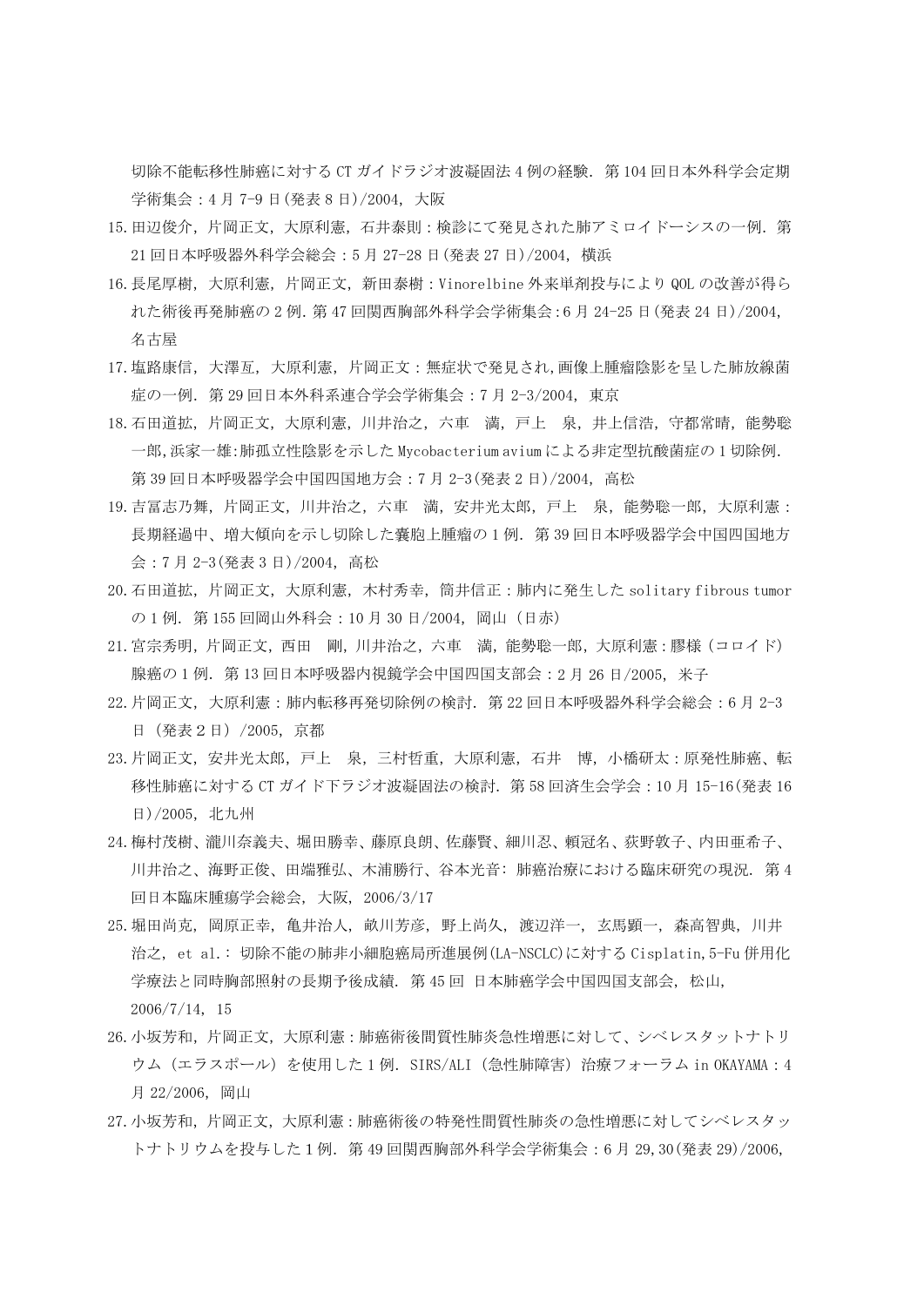切除不能転移性肺癌に対する CT ガイドラジオ波凝固法 4 例の経験. 第 104 回日本外科学会定期学術集会：4 月 7-9 日(発表 8 日)/2004, 大阪

15. 田辺俊介, 片岡正文, 大原利憲, 石井泰則：検診にて発見された肺アミロイドーシスの一例. 第 21 回日本呼吸器外科学会総会：5 月 27-28 日(発表 27 日)/2004, 横浜
16. 長尾厚樹, 大原利憲, 片岡正文, 新田泰樹：Vinorelbine 外来単剤投与により QOL の改善が得られた術後再発肺癌の 2 例. 第 47 回関西胸部外科学会学術集会:6 月 24-25 日(発表 24 日)/2004, 名古屋
17. 塩路康信, 大澤亙, 大原利憲, 片岡正文：無症状で発見され,画像上腫瘤陰影を呈した肺放線菌症の一例. 第 29 回日本外科系連合学会学術集会：7 月 2-3/2004, 東京
18. 石田道拡, 片岡正文, 大原利憲, 川井治之, 六車　満, 戸上　泉, 井上信浩, 守都常晴, 能勢聡一郎,浜家一雄:肺孤立性陰影を示した Mycobacterium avium による非定型抗酸菌症の 1 切除例. 第 39 回日本呼吸器学会中国四国地方会：7 月 2-3(発表 2 日)/2004, 高松
19. 吉冨志乃舞, 片岡正文, 川井治之, 六車　満, 安井光太郎, 戸上　泉, 能勢聡一郎, 大原利憲：長期経過中、増大傾向を示し切除した嚢胞上腫瘤の 1 例. 第 39 回日本呼吸器学会中国四国地方会：7 月 2-3(発表 3 日)/2004, 高松
20. 石田道拡, 片岡正文, 大原利憲, 木村秀幸, 筒井信正：肺内に発生した solitary fibrous tumor の 1 例. 第 155 回岡山外科会：10 月 30 日/2004, 岡山（日赤）
21. 宮宗秀明, 片岡正文, 西田　剛, 川井治之, 六車　満, 能勢聡一郎, 大原利憲：膠様（コロイド）腺癌の 1 例. 第 13 回日本呼吸器内視鏡学会中国四国支部会：2 月 26 日/2005, 米子
22. 片岡正文, 大原利憲：肺内転移再発切除例の検討. 第 22 回日本呼吸器外科学会総会：6 月 2-3 日（発表２日）/2005, 京都
23. 片岡正文, 安井光太郎, 戸上　泉, 三村哲重, 大原利憲, 石井　博, 小橋研太：原発性肺癌、転移性肺癌に対する CT ガイド下ラジオ波凝固法の検討. 第 58 回済生会学会：10 月 15-16(発表 16 日)/2005, 北九州
24. 梅村茂樹、瀧川奈義夫、堀田勝幸、藤原良朗、佐藤賢、細川忍、頼冠名、荻野敦子、内田亜希子、川井治之、海野正俊、田端雅弘、木浦勝行、谷本光音: 肺癌治療における臨床研究の現況. 第 4 回日本臨床腫瘍学会総会, 大阪, 2006/3/17
25. 堀田尚克, 岡原正幸, 亀井治人, 畝川芳彦, 野上尚久, 渡辺洋一, 玄馬顕一, 森高智典, 川井治之, et al.: 切除不能の肺非小細胞癌局所進展例(LA-NSCLC)に対する Cisplatin,5-Fu 併用化学療法と同時胸部照射の長期予後成績. 第 45 回 日本肺癌学会中国四国支部会, 松山, 2006/7/14, 15
26. 小坂芳和, 片岡正文, 大原利憲：肺癌術後間質性肺炎急性増悪に対して、シベレスタットナトリウム（エラスポール）を使用した 1 例. SIRS/ALI（急性肺障害）治療フォーラム in OKAYAMA：4 月 22/2006, 岡山
27. 小坂芳和, 片岡正文, 大原利憲：肺癌術後の特発性間質性肺炎の急性増悪に対してシベレスタットナトリウムを投与した 1 例. 第 49 回関西胸部外科学会学術集会：6 月 29,30(発表 29)/2006,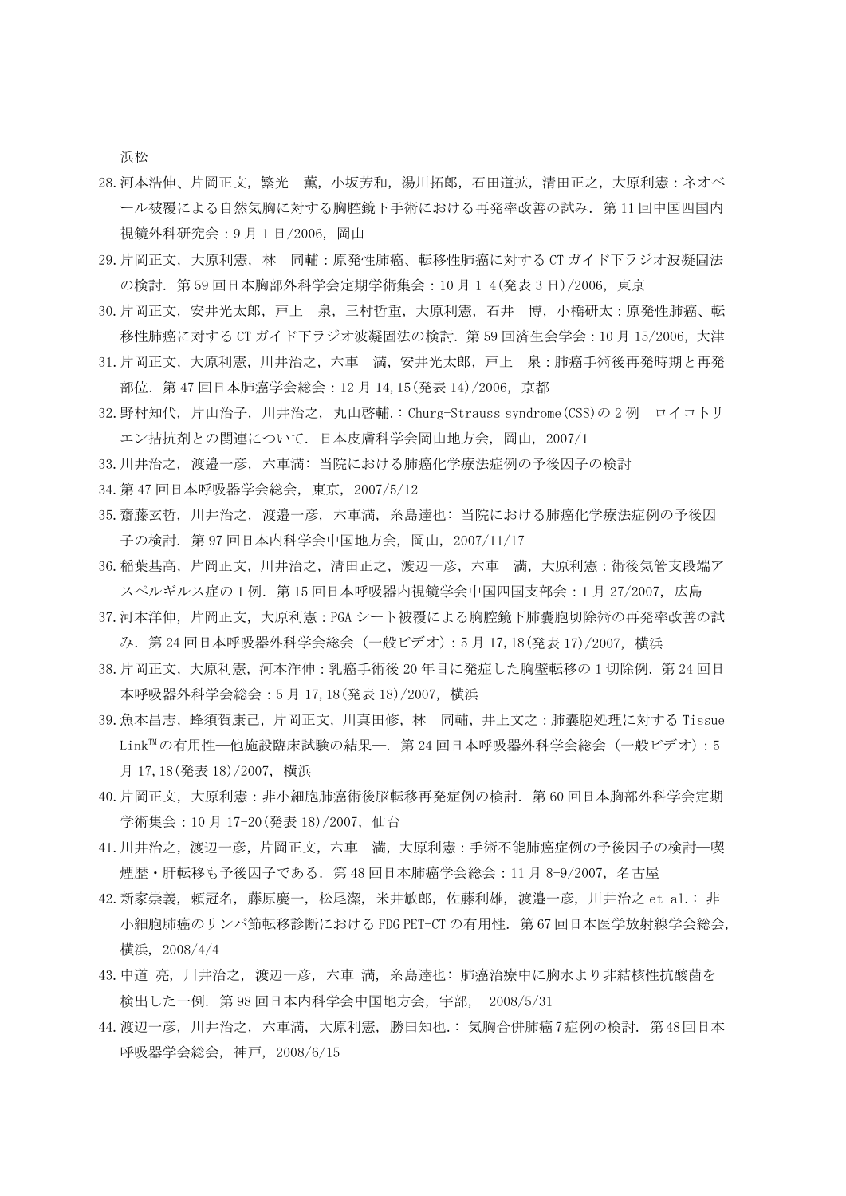浜松

28. 河本浩伸、片岡正文，繁光　薫，小坂芳和，湯川拓郎，石田道拡，清田正之，大原利憲：ネオベール被覆による自然気胸に対する胸腔鏡下手術における再発率改善の試み．第 11 回中国四国内視鏡外科研究会：9 月 1 日/2006，岡山
29. 片岡正文，大原利憲，林　同輔：原発性肺癌、転移性肺癌に対する CT ガイド下ラジオ波凝固法の検討．第 59 回日本胸部外科学会定期学術集会：10 月 1-4(発表 3 日)/2006，東京
30. 片岡正文，安井光太郎，戸上　泉，三村哲重，大原利憲，石井　博，小橋研太：原発性肺癌、転移性肺癌に対する CT ガイド下ラジオ波凝固法の検討．第 59 回済生会学会：10 月 15/2006，大津
31. 片岡正文，大原利憲，川井治之，六車　満，安井光太郎，戸上　泉：肺癌手術後再発時期と再発部位．第 47 回日本肺癌学会総会：12 月 14,15(発表 14)/2006，京都
32. 野村知代，片山治子，川井治之，丸山啓輔.：Churg-Strauss syndrome(CSS)の 2 例　ロイコトリエン拮抗剤との関連について．日本皮膚科学会岡山地方会，岡山，2007/1
33. 川井治之，渡邉一彦，六車満：当院における肺癌化学療法症例の予後因子の検討
34. 第 47 回日本呼吸器学会総会，東京，2007/5/12
35. 齋藤玄哲，川井治之，渡邉一彦，六車満，糸島達也：当院における肺癌化学療法症例の予後因子の検討．第 97 回日本内科学会中国地方会，岡山，2007/11/17
36. 稲葉基高，片岡正文，川井治之，清田正之，渡辺一彦，六車　満，大原利憲：術後気管支段端アスペルギルス症の 1 例．第 15 回日本呼吸器内視鏡学会中国四国支部会：1 月 27/2007，広島
37. 河本洋伸，片岡正文，大原利憲：PGA シート被覆による胸腔鏡下肺嚢胞切除術の再発率改善の試み．第 24 回日本呼吸器外科学会総会（一般ビデオ）：5 月 17,18(発表 17)/2007，横浜
38. 片岡正文，大原利憲，河本洋伸：乳癌手術後 20 年目に発症した胸壁転移の 1 切除例．第 24 回日本呼吸器外科学会総会：5 月 17,18(発表 18)/2007，横浜
39. 魚本昌志，蜂須賀康己，片岡正文，川真田修，林　同輔，井上文之：肺嚢胞処理に対する Tissue Link™の有用性―他施設臨床試験の結果―．第 24 回日本呼吸器外科学会総会（一般ビデオ）：5 月 17,18(発表 18)/2007，横浜
40. 片岡正文，大原利憲：非小細胞肺癌術後脳転移再発症例の検討．第 60 回日本胸部外科学会定期学術集会：10 月 17-20(発表 18)/2007，仙台
41. 川井治之，渡辺一彦，片岡正文，六車　満，大原利憲：手術不能肺癌症例の予後因子の検討―喫煙歴・肝転移も予後因子である．第 48 回日本肺癌学会総会：11 月 8-9/2007，名古屋
42. 新家崇義，頼冠名，藤原慶一，松尾潔，米井敏郎，佐藤利雄，渡邉一彦，川井治之 et al.：非小細胞肺癌のリンパ節転移診断における FDG PET-CT の有用性．第 67 回日本医学放射線学会総会，横浜，2008/4/4
43. 中道　亮，川井治之，渡辺一彦，六車　満，糸島達也：肺癌治療中に胸水より非結核性抗酸菌を検出した一例．第 98 回日本内科学会中国地方会，宇部，　2008/5/31
44. 渡辺一彦，川井治之，六車満，大原利憲，勝田知也.：気胸合併肺癌 7 症例の検討．第48回日本呼吸器学会総会，神戸，2008/6/15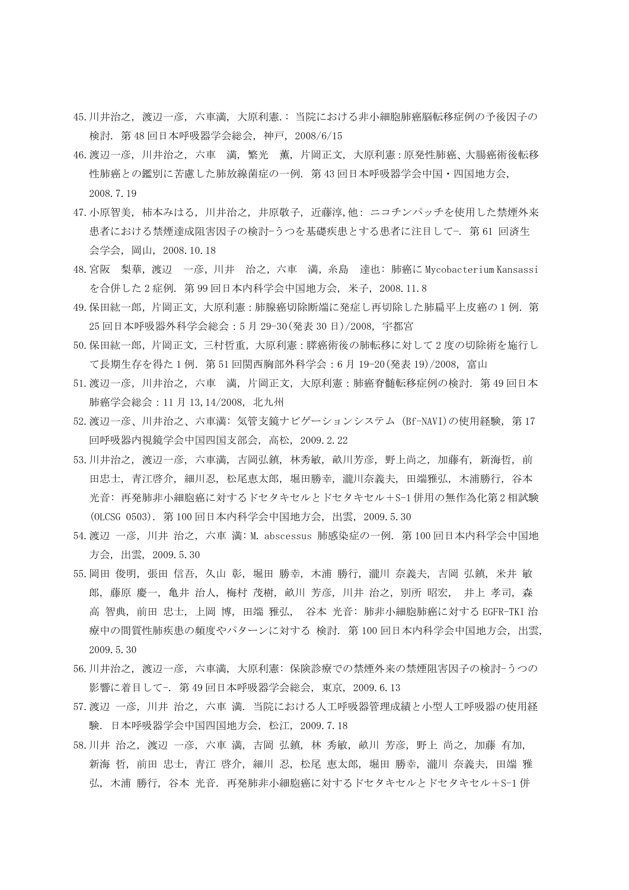45. 川井治之, 渡辺一彦, 六車満, 大原利憲.: 当院における非小細胞肺癌脳転移症例の予後因子の検討. 第 48 回日本呼吸器学会総会, 神戸, 2008/6/15
46. 渡辺一彦, 川井治之, 六車　満, 繁光　薫, 片岡正文, 大原利憲：原発性肺癌、大腸癌術後転移性肺癌との鑑別に苦慮した肺放線菌症の一例. 第 43 回日本呼吸器学会中国・四国地方会, 2008.7.19
47. 小原智美, 柿本みはる, 川井治之, 井原敬子, 近藤淳,他: ニコチンパッチを使用した禁煙外来患者における禁煙達成阻害因子の検討-うつを基礎疾患とする患者に注目して-. 第 61 回済生会学会, 岡山, 2008.10.18
48. 宮阪　梨華, 渡辺　一彦, 川井　治之, 六車　満, 糸島　達也: 肺癌に Mycobacterium Kansassi を合併した 2 症例. 第 99 回日本内科学会中国地方会, 米子, 2008.11.8
49. 保田紘一郎, 片岡正文, 大原利憲：肺腺癌切除断端に発症し再切除した肺扁平上皮癌の 1 例. 第 25 回日本呼吸器外科学会総会：5 月 29-30(発表 30 日)/2008, 宇都宮
50. 保田紘一郎, 片岡正文, 三村哲重, 大原利憲：膵癌術後の肺転移に対して 2 度の切除術を施行して長期生存を得た 1 例. 第 51 回関西胸部外科学会：6 月 19-20(発表 19)/2008, 富山
51. 渡辺一彦, 川井治之, 六車　満, 片岡正文, 大原利憲：肺癌脊髄転移症例の検討. 第 49 回日本肺癌学会総会：11 月 13,14/2008, 北九州
52. 渡辺一彦、川井治之、六車満: 気管支鏡ナビゲーションシステム (Bf-NAVI)の使用経験, 第 17 回呼吸器内視鏡学会中国四国支部会, 高松, 2009.2.22
53. 川井治之, 渡辺一彦, 六車満, 吉岡弘鎮, 林秀敏, 畝川芳彦, 野上尚之, 加藤有, 新海哲, 前田忠士, 青江啓介, 細川忍, 松尾恵太郎, 堀田勝幸, 瀧川奈義夫, 田端雅弘, 木浦勝行, 谷本光音: 再発肺非小細胞癌に対するドセタキセルとドセタキセル＋S-1 併用の無作為化第 2 相試験 (OLCSG 0503). 第 100 回日本内科学会中国地方会, 出雲, 2009.5.30
54. 渡辺 一彦, 川井 治之, 六車 満: M. abscessus 肺感染症の一例. 第 100 回日本内科学会中国地方会, 出雲, 2009.5.30
55. 岡田 俊明, 張田 信吾, 久山 彰, 堀田 勝幸, 木浦 勝行, 瀧川 奈義夫, 吉岡 弘鎮, 米井 敏郎, 藤原 慶一, 亀井 治人, 梅村 茂樹, 畝川 芳彦, 川井 治之, 別所 昭宏,　井上 孝司, 森高 智典, 前田 忠士, 上岡 博, 田端 雅弘,　谷本 光音: 肺非小細胞肺癌に対する EGFR-TKI 治療中の間質性肺疾患の頻度やパターンに対する　検討. 第 100 回日本内科学会中国地方会, 出雲, 2009.5.30
56. 川井治之, 渡辺一彦, 六車満, 大原利憲: 保険診療での禁煙外来の禁煙阻害因子の検討-うつの影響に着目して-. 第 49 回日本呼吸器学会総会, 東京, 2009.6.13
57. 渡辺 一彦, 川井 治之, 六車 満. 当院における人工呼吸器管理成績と小型人工呼吸器の使用経験. 日本呼吸器学会中国四国地方会, 松江, 2009.7.18
58. 川井 治之, 渡辺 一彦, 六車 満, 吉岡 弘鎮, 林 秀敏, 畝川 芳彦, 野上 尚之, 加藤 有加, 新海 哲, 前田 忠士, 青江 啓介, 細川 忍, 松尾 恵太郎, 堀田 勝幸, 瀧川 奈義夫, 田端 雅弘, 木浦 勝行, 谷本 光音. 再発肺非小細胞癌に対するドセタキセルとドセタキセル＋S-1 併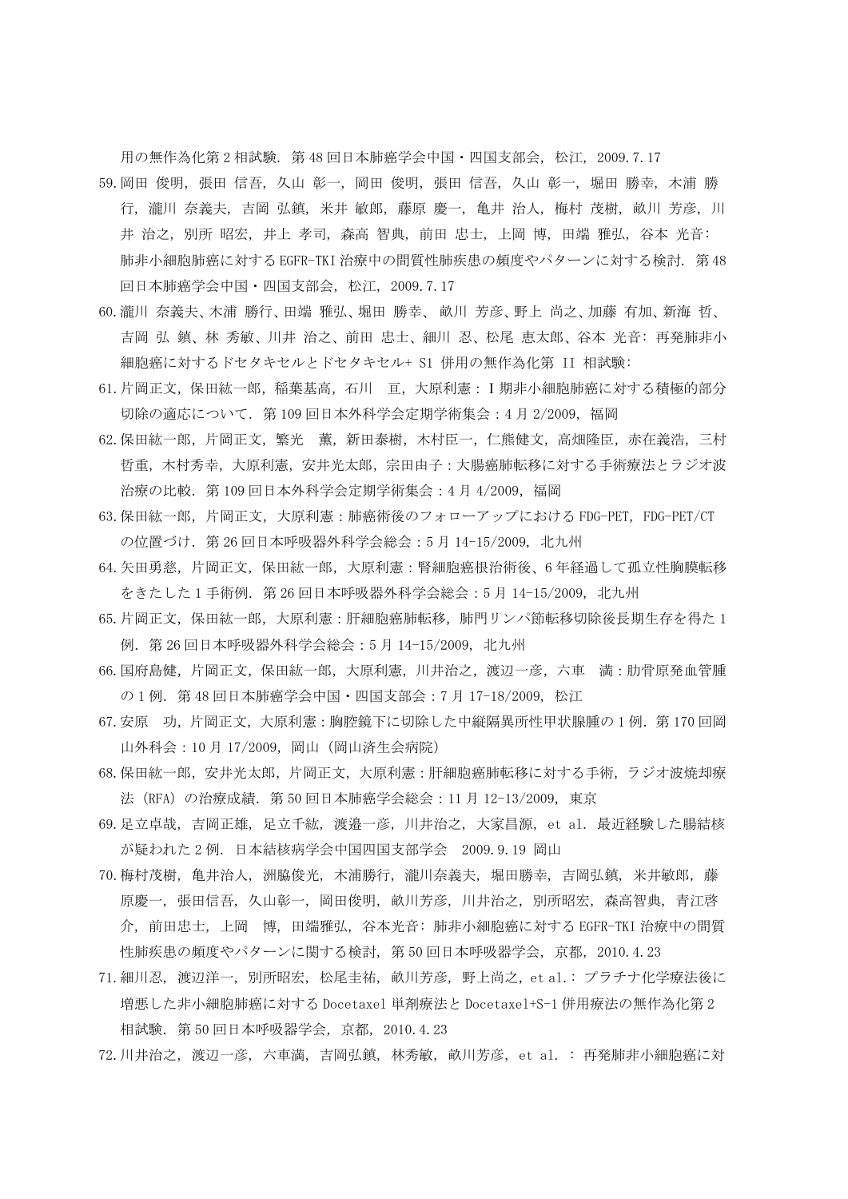用の無作為化第 2 相試験. 第 48 回日本肺癌学会中国・四国支部会, 松江, 2009.7.17

59. 岡田 俊明, 張田 信吾, 久山 彰一, 岡田 俊明, 張田 信吾, 久山 彰一, 堀田 勝幸, 木浦 勝行, 瀧川 奈義夫, 吉岡 弘鎮, 米井 敏郎, 藤原 慶一, 亀井 治人, 梅村 茂樹, 畝川 芳彦, 川井 治之, 別所 昭宏, 井上 孝司, 森高 智典, 前田 忠士, 上岡 博, 田端 雅弘, 谷本 光音: 肺非小細胞肺癌に対する EGFR-TKI 治療中の間質性肺疾患の頻度やパターンに対する検討. 第 48 回日本肺癌学会中国・四国支部会, 松江, 2009.7.17
60. 瀧川 奈義夫、木浦 勝行、田端 雅弘、堀田 勝幸、 畝川 芳彦、野上 尚之、加藤 有加、新海 哲、吉岡 弘 鎮、林 秀敏、川井 治之、前田 忠士、細川 忍、松尾 恵太郎、谷本 光音: 再発肺非小細胞癌に対するドセタキセルとドセタキセル+ S1 併用の無作為化第 II 相試験:
61. 片岡正文, 保田紘一郎, 稲葉基高, 石川　亘, 大原利憲 : I 期非小細胞肺癌に対する積極的部分切除の適応について. 第 109 回日本外科学会定期学術集会 : 4 月 2/2009, 福岡
62. 保田紘一郎, 片岡正文, 繁光　薫, 新田泰樹, 木村臣一, 仁熊健文, 高畑隆臣, 赤在義浩, 三村哲重, 木村秀幸, 大原利憲, 安井光太郎, 宗田由子 : 大腸癌肺転移に対する手術療法とラジオ波治療の比較. 第 109 回日本外科学会定期学術集会 : 4 月 4/2009, 福岡
63. 保田紘一郎, 片岡正文, 大原利憲 : 肺癌術後のフォローアップにおける FDG-PET, FDG-PET/CT の位置づけ. 第 26 回日本呼吸器外科学会総会 : 5 月 14-15/2009, 北九州
64. 矢田勇慈, 片岡正文, 保田紘一郎, 大原利憲 : 腎細胞癌根治術後、6 年経過して孤立性胸膜転移をきたした 1 手術例. 第 26 回日本呼吸器外科学会総会 : 5 月 14-15/2009, 北九州
65. 片岡正文, 保田紘一郎, 大原利憲 : 肝細胞癌肺転移, 肺門リンパ節転移切除後長期生存を得た 1 例. 第 26 回日本呼吸器外科学会総会 : 5 月 14-15/2009, 北九州
66. 国府島健, 片岡正文, 保田紘一郎, 大原利憲, 川井治之, 渡辺一彦, 六車　満 : 肋骨原発血管腫の 1 例. 第 48 回日本肺癌学会中国・四国支部会 : 7 月 17-18/2009, 松江
67. 安原　功, 片岡正文, 大原利憲 : 胸腔鏡下に切除した中縦隔異所性甲状腺腫の 1 例. 第 170 回岡山外科会 : 10 月 17/2009, 岡山 (岡山済生会病院)
68. 保田紘一郎, 安井光太郎, 片岡正文, 大原利憲 : 肝細胞癌肺転移に対する手術, ラジオ波焼却療法 (RFA) の治療成績. 第 50 回日本肺癌学会総会 : 11 月 12-13/2009, 東京
69. 足立卓哉, 吉岡正雄, 足立千紘, 渡邉一彦, 川井治之, 大家昌源, et al. 最近経験した腸結核が疑われた 2 例. 日本結核病学会中国四国支部学会　2009.9.19 岡山
70. 梅村茂樹, 亀井治人, 洲脇俊光, 木浦勝行, 瀧川奈義夫, 堀田勝幸, 吉岡弘鎮, 米井敏郎, 藤原慶一, 張田信吾, 久山彰一, 岡田俊明, 畝川芳彦, 川井治之, 別所昭宏, 森高智典, 青江啓介, 前田忠士, 上岡　博, 田端雅弘, 谷本光音: 肺非小細胞癌に対する EGFR-TKI 治療中の間質性肺疾患の頻度やパターンに関する検討, 第 50 回日本呼吸器学会, 京都, 2010.4.23
71. 細川忍, 渡辺洋一, 別所昭宏, 松尾圭祐, 畝川芳彦, 野上尚之, et al.: プラチナ化学療法後に増悪した非小細胞肺癌に対する Docetaxel 単剤療法と Docetaxel+S-1 併用療法の無作為化第 2 相試験. 第 50 回日本呼吸器学会, 京都, 2010.4.23
72. 川井治之, 渡辺一彦, 六車満, 吉岡弘鎮, 林秀敏, 畝川芳彦, et al. : 再発肺非小細胞癌に対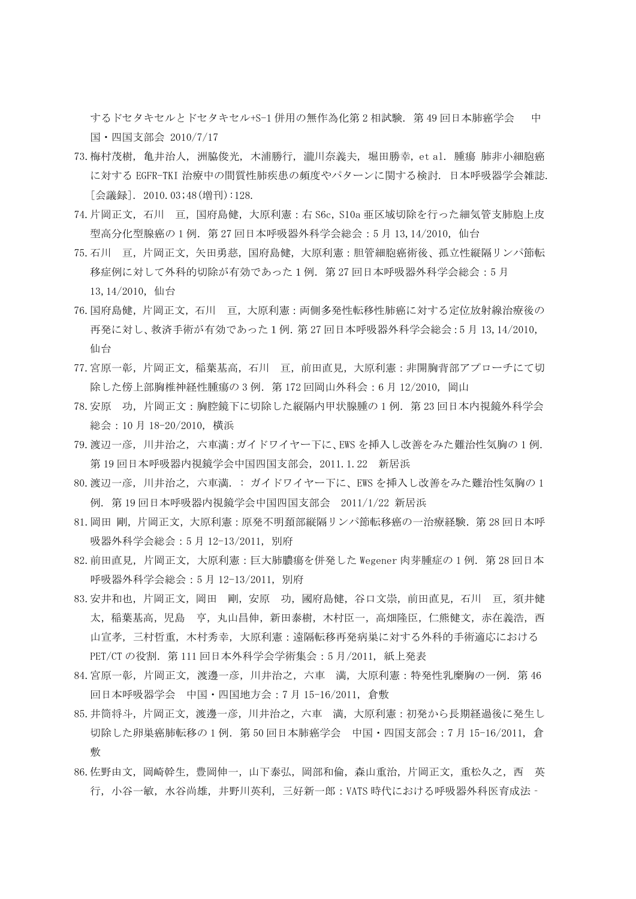するドセタキセルとドセタキセル+S-1 併用の無作為化第 2 相試験. 第 49 回日本肺癌学会　中国・四国支部会 2010/7/17

73. 梅村茂樹, 亀井治人, 洲脇俊光, 木浦勝行, 瀧川奈義夫, 堀田勝幸, et al. 腫瘍 肺非小細胞癌に対する EGFR-TKI 治療中の間質性肺疾患の頻度やパターンに関する検討. 日本呼吸器学会雑誌. [会議録]. 2010.03;48(増刊):128.
74. 片岡正文, 石川　亘, 国府島健, 大原利憲：右 S6c, S10a 亜区域切除を行った細気管支肺胞上皮型高分化型腺癌の 1 例. 第 27 回日本呼吸器外科学会総会：5 月 13,14/2010, 仙台
75. 石川　亘, 片岡正文, 矢田勇慈, 国府島健, 大原利憲：胆管細胞癌術後、孤立性縦隔リンパ節転移症例に対して外科的切除が有効であった 1 例. 第 27 回日本呼吸器外科学会総会：5 月 13,14/2010, 仙台
76. 国府島健, 片岡正文, 石川　亘, 大原利憲：両側多発性転移性肺癌に対する定位放射線治療後の再発に対し、救済手術が有効であった 1 例. 第 27 回日本呼吸器外科学会総会:5 月 13,14/2010, 仙台
77. 宮原一彰, 片岡正文, 稲葉基高, 石川　亘, 前田直見, 大原利憲：非開胸背部アプローチにて切除した傍上部胸椎神経性腫瘍の 3 例. 第 172 回岡山外科会：6 月 12/2010, 岡山
78. 安原　功, 片岡正文：胸腔鏡下に切除した縦隔内甲状腺腫の 1 例. 第 23 回日本内視鏡外科学会総会：10 月 18-20/2010, 横浜
79. 渡辺一彦, 川井治之, 六車満:ガイドワイヤー下に、EWS を挿入し改善をみた難治性気胸の 1 例. 第 19 回日本呼吸器内視鏡学会中国四国支部会, 2011.1.22　新居浜
80. 渡辺一彦, 川井治之, 六車満. ： ガイドワイヤー下に、EWS を挿入し改善をみた難治性気胸の 1 例. 第 19 回日本呼吸器内視鏡学会中国四国支部会　2011/1/22 新居浜
81. 岡田 剛, 片岡正文, 大原利憲：原発不明頚部縦隔リンパ節転移癌の一治療経験. 第 28 回日本呼吸器外科学会総会：5 月 12-13/2011, 別府
82. 前田直見, 片岡正文, 大原利憲：巨大肺膿瘍を併発した Wegener 肉芽腫症の 1 例. 第 28 回日本呼吸器外科学会総会：5 月 12-13/2011, 別府
83. 安井和也, 片岡正文, 岡田　剛, 安原　功, 國府島健, 谷口文崇, 前田直見, 石川　亘, 須井健太, 稲葉基高, 児島　亨, 丸山昌伸, 新田泰樹, 木村臣一, 高畑隆臣, 仁熊健文, 赤在義浩, 西山宣孝, 三村哲重, 木村秀幸, 大原利憲：遠隔転移再発病巣に対する外科的手術適応における PET/CT の役割. 第 111 回日本外科学会学術集会：5 月/2011, 紙上発表
84. 宮原一彰, 片岡正文, 渡邊一彦, 川井治之, 六車　満, 大原利憲：特発性乳糜胸の一例. 第 46 回日本呼吸器学会　中国・四国地方会：7 月 15-16/2011, 倉敷
85. 井筒将斗, 片岡正文, 渡邊一彦, 川井治之, 六車　満, 大原利憲：初発から長期経過後に発生し切除した卵巣癌肺転移の 1 例. 第 50 回日本肺癌学会　中国・四国支部会：7 月 15-16/2011, 倉敷
86. 佐野由文, 岡崎幹生, 豊岡伸一, 山下泰弘, 岡部和倫, 森山重治, 片岡正文, 重松久之, 西　英行, 小谷一敏, 水谷尚雄, 井野川英利, 三好新一郎：VATS 時代における呼吸器外科医育成法 -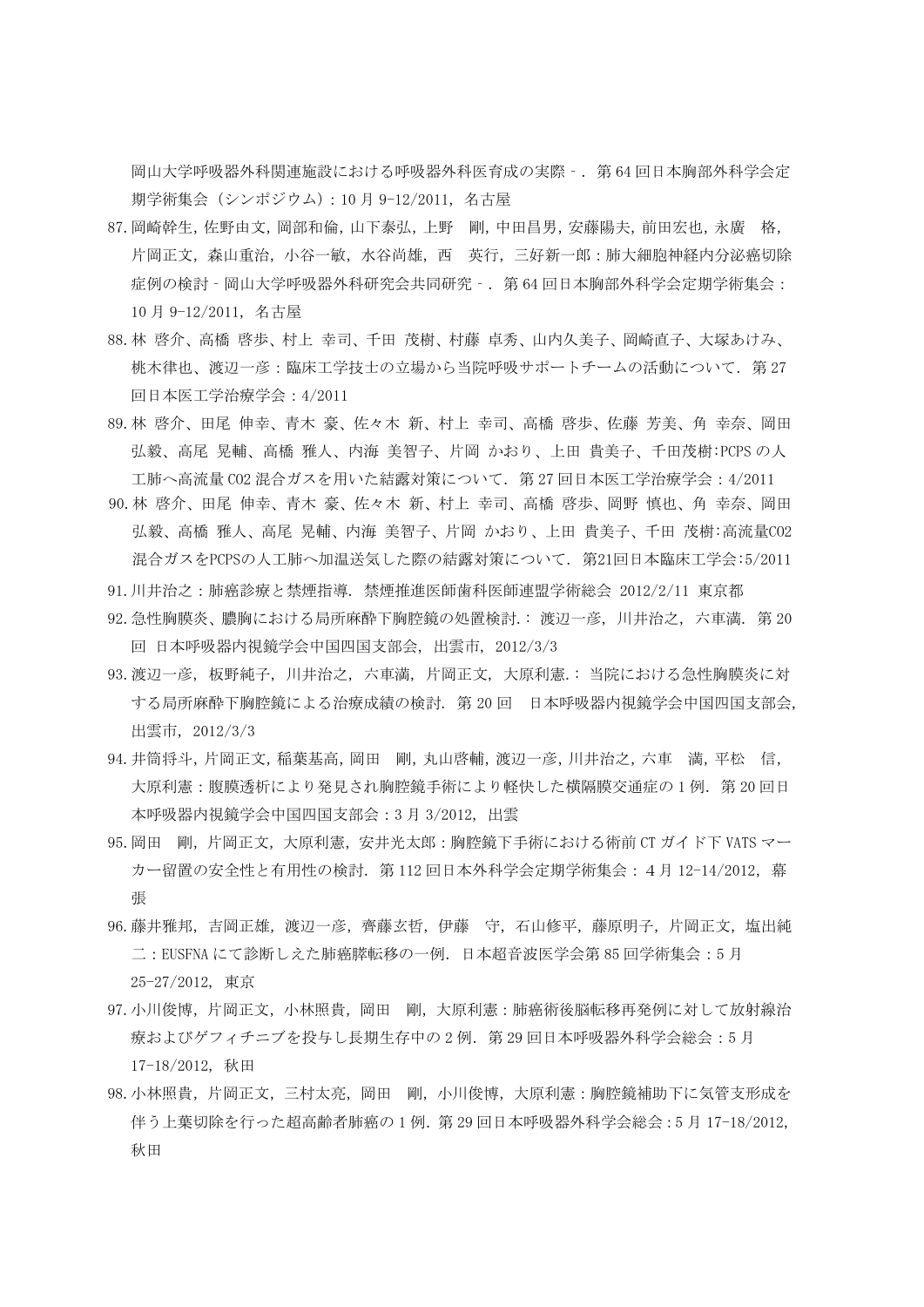岡山大学呼吸器外科関連施設における呼吸器外科医育成の実際 - . 第 64 回日本胸部外科学会定期学術集会（シンポジウム）: 10 月 9-12/2011, 名古屋

87. 岡崎幹生, 佐野由文, 岡部和倫, 山下泰弘, 上野　剛, 中田昌男, 安藤陽夫, 前田宏也, 永廣　格, 片岡正文, 森山重治, 小谷一敏, 水谷尚雄, 西　英行, 三好新一郎：肺大細胞神経内分泌癌切除症例の検討 - 岡山大学呼吸器外科研究会共同研究 - . 第 64 回日本胸部外科学会定期学術集会：10 月 9-12/2011, 名古屋
88. 林 啓介、高橋 啓歩、村上 幸司、千田 茂樹、村藤 卓秀、山内久美子、岡崎直子、大塚あけみ、桃木律也、渡辺一彦：臨床工学技士の立場から当院呼吸サポートチームの活動について. 第 27 回日本医工学治療学会：4/2011
89. 林 啓介、田尾 伸幸、青木 豪、佐々木 新、村上 幸司、高橋 啓歩、佐藤 芳美、角 幸奈、岡田弘毅、高尾 晃輔、高橋 雅人、内海 美智子、片岡 かおり、上田 貴美子、千田茂樹:PCPS の人工肺へ高流量 $CO_2$ 混合ガスを用いた結露対策について. 第 27 回日本医工学治療学会：4/2011
90. 林 啓介、田尾 伸幸、青木 豪、佐々木 新、村上 幸司、高橋 啓歩、岡野 慎也、角 幸奈、岡田弘毅、高橋 雅人、高尾 晃輔、内海 美智子、片岡 かおり、上田 貴美子、千田 茂樹:高流量 $CO_2$ 混合ガスをPCPSの人工肺へ加温送気した際の結露対策について. 第21回日本臨床工学会:5/2011
91. 川井治之：肺癌診療と禁煙指導. 禁煙推進医師歯科医師連盟学術総会 2012/2/11 東京都
92. 急性胸膜炎、膿胸における局所麻酔下胸腔鏡の処置検討.： 渡辺一彦, 川井治之, 六車満. 第 20 回 日本呼吸器内視鏡学会中国四国支部会, 出雲市, 2012/3/3
93. 渡辺一彦, 板野純子, 川井治之, 六車満, 片岡正文, 大原利憲.： 当院における急性胸膜炎に対する局所麻酔下胸腔鏡による治療成績の検討. 第 20 回　日本呼吸器内視鏡学会中国四国支部会, 出雲市, 2012/3/3
94. 井筒将斗, 片岡正文, 稲葉基高, 岡田　剛, 丸山啓輔, 渡辺一彦, 川井治之, 六車　満, 平松　信, 大原利憲：腹膜透析により発見され胸腔鏡手術により軽快した横隔膜交通症の 1 例. 第 20 回日本呼吸器内視鏡学会中国四国支部会：3 月 3/2012, 出雲
95. 岡田　剛, 片岡正文, 大原利憲, 安井光太郎：胸腔鏡下手術における術前 CT ガイド下 VATS マーカー留置の安全性と有用性の検討. 第 112 回日本外科学会定期学術集会： 4 月 12-14/2012, 幕張
96. 藤井雅邦, 吉岡正雄, 渡辺一彦, 齊藤玄哲, 伊藤　守, 石山修平, 藤原明子, 片岡正文, 塩出純二：EUSFNA にて診断しえた肺癌膵転移の一例. 日本超音波医学会第 85 回学術集会：5 月 25-27/2012, 東京
97. 小川俊博, 片岡正文, 小林照貴, 岡田　剛, 大原利憲：肺癌術後脳転移再発例に対して放射線治療およびゲフィチニブを投与し長期生存中の 2 例. 第 29 回日本呼吸器外科学会総会：5 月 17-18/2012, 秋田
98. 小林照貴, 片岡正文, 三村太亮, 岡田　剛, 小川俊博, 大原利憲：胸腔鏡補助下に気管支形成を伴う上葉切除を行った超高齢者肺癌の 1 例. 第 29 回日本呼吸器外科学会総会：5 月 17-18/2012, 秋田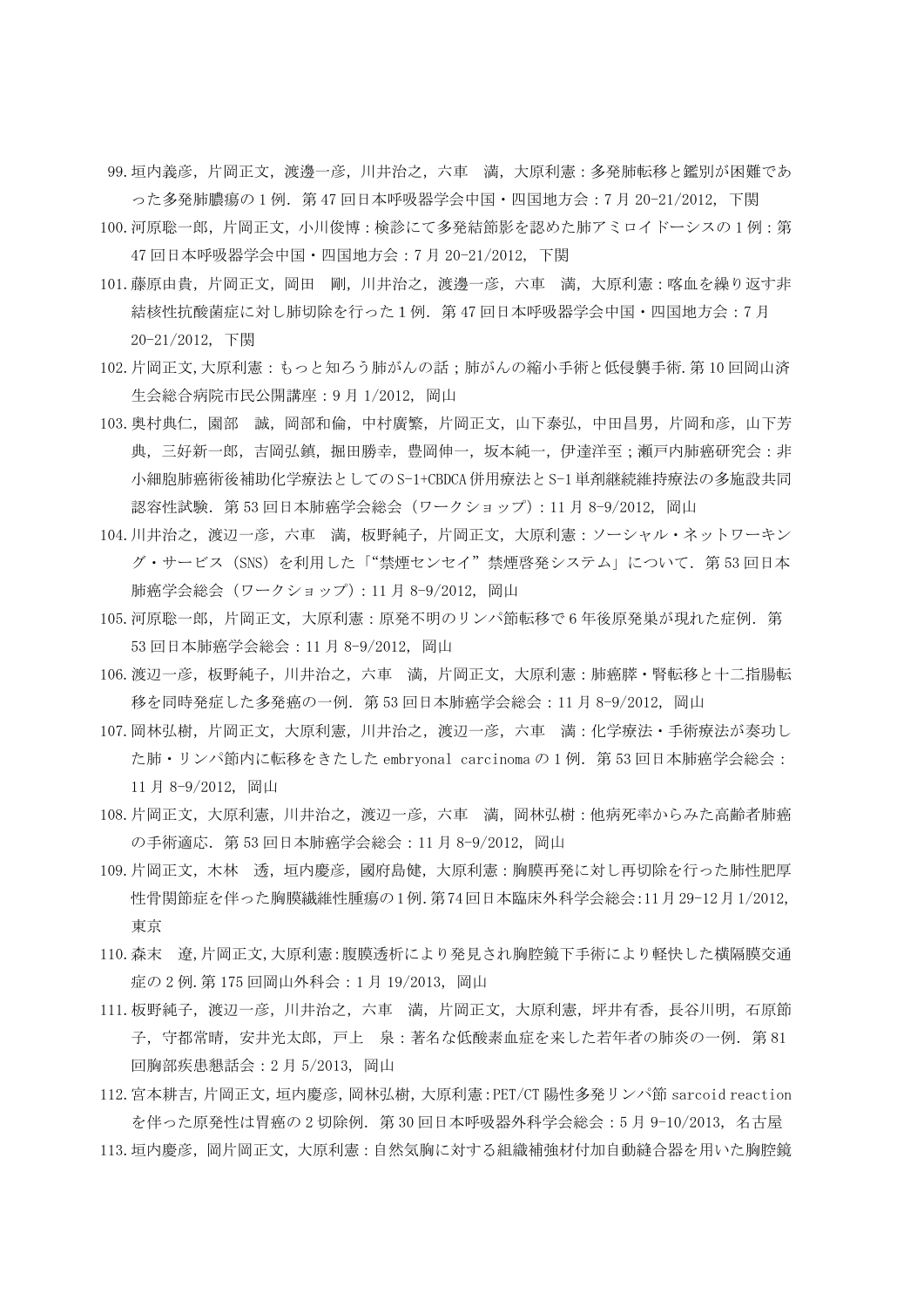99. 垣内義彦, 片岡正文, 渡邊一彦, 川井治之, 六車　満, 大原利憲：多発肺転移と鑑別が困難であった多発肺膿瘍の 1 例. 第 47 回日本呼吸器学会中国・四国地方会：7 月 20-21/2012, 下関
100. 河原聡一郎, 片岡正文, 小川俊博：検診にて多発結節影を認めた肺アミロイドーシスの 1 例：第 47 回日本呼吸器学会中国・四国地方会：7 月 20-21/2012, 下関
101. 藤原由貴, 片岡正文, 岡田　剛, 川井治之, 渡邊一彦, 六車　満, 大原利憲：喀血を繰り返す非結核性抗酸菌症に対し肺切除を行った 1 例. 第 47 回日本呼吸器学会中国・四国地方会：7 月 20-21/2012, 下関
102. 片岡正文, 大原利憲：もっと知ろう肺がんの話；肺がんの縮小手術と低侵襲手術. 第 10 回岡山済生会総合病院市民公開講座：9 月 1/2012, 岡山
103. 奥村典仁, 園部　誠, 岡部和倫, 中村廣繁, 片岡正文, 山下泰弘, 中田昌男, 片岡和彦, 山下芳典, 三好新一郎, 吉岡弘鎮, 掘田勝幸, 豊岡伸一, 坂本純一, 伊達洋至；瀬戸内肺癌研究会：非小細胞肺癌術後補助化学療法としての S-1+CBDCA 併用療法と S-1 単剤継続維持療法の多施設共同認容性試験. 第 53 回日本肺癌学会総会（ワークショップ）：11 月 8-9/2012, 岡山
104. 川井治之, 渡辺一彦, 六車　満, 板野純子, 片岡正文, 大原利憲：ソーシャル・ネットワーキング・サービス（SNS）を利用した「“禁煙センセイ”禁煙啓発システム」について. 第 53 回日本肺癌学会総会（ワークショップ）：11 月 8-9/2012, 岡山
105. 河原聡一郎, 片岡正文, 大原利憲：原発不明のリンパ節転移で 6 年後原発巣が現れた症例. 第 53 回日本肺癌学会総会：11 月 8-9/2012, 岡山
106. 渡辺一彦, 板野純子, 川井治之, 六車　満, 片岡正文, 大原利憲：肺癌膵・腎転移と十二指腸転移を同時発症した多発癌の一例. 第 53 回日本肺癌学会総会：11 月 8-9/2012, 岡山
107. 岡林弘樹, 片岡正文, 大原利憲, 川井治之, 渡辺一彦, 六車　満：化学療法・手術療法が奏功した肺・リンパ節内に転移をきたした embryonal carcinoma の 1 例. 第 53 回日本肺癌学会総会：11 月 8-9/2012, 岡山
108. 片岡正文, 大原利憲, 川井治之, 渡辺一彦, 六車　満, 岡林弘樹：他病死率からみた高齢者肺癌の手術適応. 第 53 回日本肺癌学会総会：11 月 8-9/2012, 岡山
109. 片岡正文, 木林　透, 垣内慶彦, 國府島健, 大原利憲：胸膜再発に対し再切除を行った肺性肥厚性骨関節症を伴った胸膜繊維性腫瘍の 1 例. 第 74 回日本臨床外科学会総会:11 月 29-12 月 1/2012, 東京
110. 森末　遼, 片岡正文, 大原利憲:腹膜透析により発見され胸腔鏡下手術により軽快した横隔膜交通症の 2 例. 第 175 回岡山外科会：1 月 19/2013, 岡山
111. 板野純子, 渡辺一彦, 川井治之, 六車　満, 片岡正文, 大原利憲, 坪井有香, 長谷川明, 石原節子, 守都常晴, 安井光太郎, 戸上　泉：著名な低酸素血症を来した若年者の肺炎の一例. 第 81 回胸部疾患懇話会：2 月 5/2013, 岡山
112. 宮本耕吉, 片岡正文, 垣内慶彦, 岡林弘樹, 大原利憲:PET/CT 陽性多発リンパ節 sarcoid reaction を伴った原発性は胃癌の 2 切除例. 第 30 回日本呼吸器外科学会総会：5 月 9-10/2013, 名古屋
113. 垣内慶彦, 岡片岡正文, 大原利憲：自然気胸に対する組織補強材付加自動縫合器を用いた胸腔鏡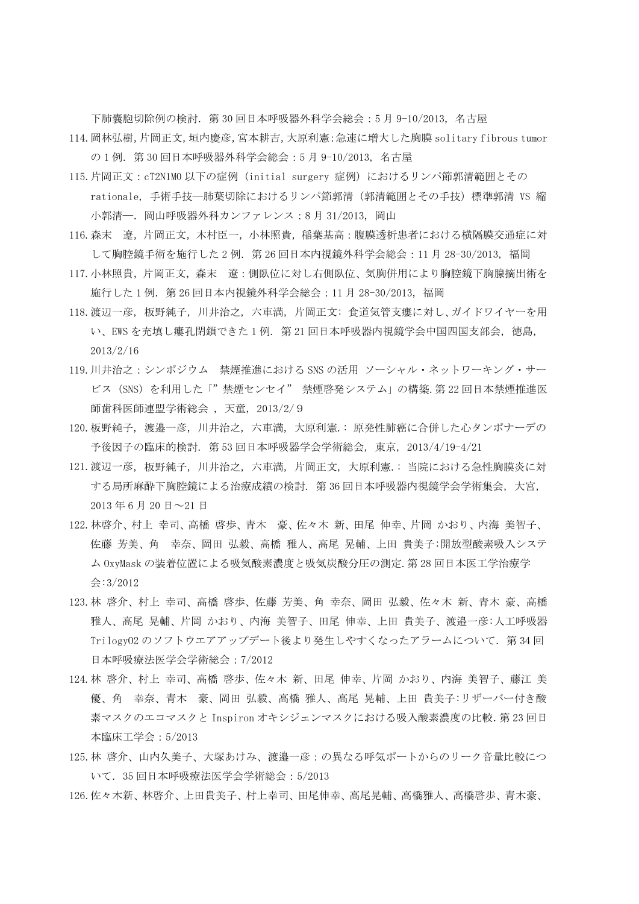下肺嚢胞切除例の検討. 第 30 回日本呼吸器外科学会総会：5 月 9-10/2013, 名古屋

114. 岡林弘樹,片岡正文,垣内慶彦,宮本耕吉,大原利憲:急速に増大した胸膜 solitary fibrous tumor の 1 例. 第 30 回日本呼吸器外科学会総会：5 月 9-10/2013, 名古屋
115. 片岡正文：cT2N1M0 以下の症例 (initial surgery 症例) におけるリンパ節郭清範囲とその rationale, 手術手技—肺葉切除におけるリンパ節郭清 (郭清範囲とその手技) 標準郭清 VS 縮小郭清—. 岡山呼吸器外科カンファレンス：8 月 31/2013, 岡山
116. 森末　遼, 片岡正文, 木村臣一, 小林照貴, 稲葉基高：腹膜透析患者における横隔膜交通症に対して胸腔鏡手術を施行した 2 例. 第 26 回日本内視鏡外科学会総会：11 月 28-30/2013, 福岡
117. 小林照貴, 片岡正文, 森末　遼：側臥位に対し右側臥位、気胸併用により胸腔鏡下胸腺摘出術を施行した 1 例. 第 26 回日本内視鏡外科学会総会：11 月 28-30/2013, 福岡
118. 渡辺一彦, 板野純子, 川井治之, 六車満, 片岡正文: 食道気管支瘻に対し、ガイドワイヤーを用い、EWS を充填し瘻孔閉鎖できた 1 例. 第 21 回日本呼吸器内視鏡学会中国四国支部会, 徳島, 2013/2/16
119. 川井治之：シンポジウム　禁煙推進における SNS の活用 ソーシャル・ネットワーキング・サービス (SNS) を利用した「"禁煙センセイ" 禁煙啓発システム」の構築. 第 22 回日本禁煙推進医師歯科医師連盟学術総会 , 天童, 2013/2/ 9
120. 板野純子, 渡邉一彦, 川井治之, 六車満, 大原利憲.: 原発性肺癌に合併した心タンポナーデの予後因子の臨床的検討. 第 53 回日本呼吸器学会学術総会, 東京, 2013/4/19-4/21
121. 渡辺一彦, 板野純子, 川井治之, 六車満, 片岡正文, 大原利憲.: 当院における急性胸膜炎に対する局所麻酔下胸腔鏡による治療成績の検討. 第 36 回日本呼吸器内視鏡学会学術集会, 大宮, 2013 年 6 月 20 日〜21 日
122. 林啓介、村上 幸司、高橋 啓歩、青木　豪、佐々木 新、田尾 伸幸、片岡 かおり、内海 美智子、佐藤 芳美、角　幸奈、岡田 弘毅、高橋 雅人、高尾 晃輔、上田 貴美子:開放型酸素吸入システム OxyMask の装着位置による吸気酸素濃度と吸気炭酸分圧の測定.第 28 回日本医工学治療学会:3/2012
123. 林 啓介、村上 幸司、高橋 啓歩、佐藤 芳美、角 幸奈、岡田 弘毅、佐々木 新、青木 豪、高橋 雅人、高尾 晃輔、片岡 かおり、内海 美智子、田尾 伸幸、上田 貴美子、渡邉一彦:人工呼吸器 Trilogy02 のソフトウエアアップデート後より発生しやすくなったアラームについて. 第 34 回日本呼吸療法医学会学術総会：7/2012
124. 林 啓介、村上 幸司、高橋 啓歩、佐々木 新、田尾 伸幸、片岡 かおり、内海 美智子、藤江 美優、角　幸奈、青木　豪、岡田 弘毅、高橋 雅人、高尾 晃輔、上田 貴美子:リザーバー付き酸素マスクのエコマスクと Inspiron オキシジェンマスクにおける吸入酸素濃度の比較.第 23 回日本臨床工学会：5/2013
125. 林 啓介、山内久美子、大塚あけみ、渡邉一彦：の異なる呼気ポートからのリーク音量比較について. 35 回日本呼吸療法医学会学術総会：5/2013
126. 佐々木新、林啓介、上田貴美子、村上幸司、田尾伸幸、高尾晃輔、高橋雅人、高橋啓歩、青木豪、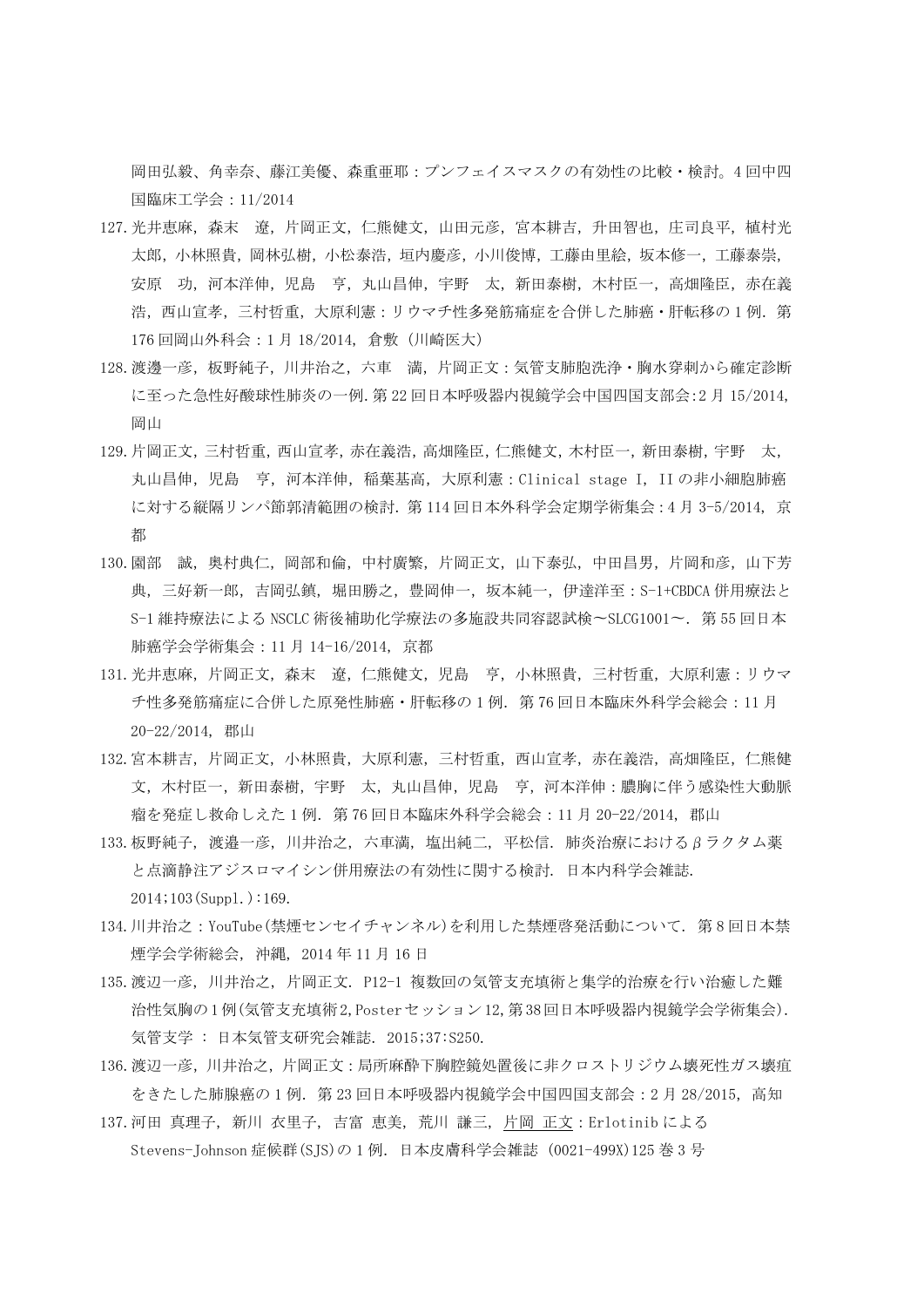岡田弘毅、角幸奈、藤江美優、森重亜耶：ブンフェイスマスクの有効性の比較・検討。4 回中四国臨床工学会：11/2014

127. 光井恵麻，森末　遼，片岡正文，仁熊健文，山田元彦，宮本耕吉，升田智也，庄司良平，植村光太郎，小林照貴，岡林弘樹，小松泰浩，垣内慶彦，小川俊博，工藤由里絵，坂本修一，工藤泰崇，安原　功，河本洋伸，児島　亨，丸山昌伸，宇野　太，新田泰樹，木村臣一，高畑隆臣，赤在義浩，西山宣孝，三村哲重，大原利憲：リウマチ性多発筋痛症を合併した肺癌・肝転移の 1 例．第 176 回岡山外科会：1 月 18/2014，倉敷（川崎医大）
128. 渡邊一彦，板野純子，川井治之，六車　満，片岡正文：気管支肺胞洗浄・胸水穿刺から確定診断に至った急性好酸球性肺炎の一例.第 22 回日本呼吸器内視鏡学会中国四国支部会:2 月 15/2014，岡山
129. 片岡正文，三村哲重，西山宣孝，赤在義浩，高畑隆臣，仁熊健文，木村臣一，新田泰樹，宇野　太，丸山昌伸，児島　亨，河本洋伸，稲葉基高，大原利憲：Clinical stage I，II の非小細胞肺癌に対する縦隔リンパ節郭清範囲の検討．第 114 回日本外科学会定期学術集会：4 月 3-5/2014，京都
130. 園部　誠，奥村典仁，岡部和倫，中村廣繁，片岡正文，山下泰弘，中田昌男，片岡和彦，山下芳典，三好新一郎，吉岡弘鎮，堀田勝之，豊岡伸一，坂本純一，伊達洋至：S-1+CBDCA 併用療法と S-1 維持療法による NSCLC 術後補助化学療法の多施設共同容認試検～SLCG1001～．第 55 回日本肺癌学会学術集会：11 月 14-16/2014，京都
131. 光井恵麻，片岡正文，森末　遼，仁熊健文，児島　亨，小林照貴，三村哲重，大原利憲：リウマチ性多発筋痛症に合併した原発性肺癌・肝転移の 1 例．第 76 回日本臨床外科学会総会：11 月 20-22/2014，郡山
132. 宮本耕吉，片岡正文，小林照貴，大原利憲，三村哲重，西山宣孝，赤在義浩，高畑隆臣，仁熊健文，木村臣一，新田泰樹，宇野　太，丸山昌伸，児島　亨，河本洋伸：膿胸に伴う感染性大動脈瘤を発症し救命しえた 1 例．第 76 回日本臨床外科学会総会：11 月 20-22/2014，郡山
133. 板野純子，渡邉一彦，川井治之，六車満，塩出純二，平松信．肺炎治療におけるβラクタム薬と点滴静注アジスロマイシン併用療法の有効性に関する検討．日本内科学会雑誌．2014;103(Suppl.):169.
134. 川井治之：YouTube(禁煙センセイチャンネル)を利用した禁煙啓発活動について．第 8 回日本禁煙学会学術総会，沖縄，2014 年 11 月 16 日
135. 渡辺一彦，川井治之，片岡正文．P12-1 複数回の気管支充填術と集学的治療を行い治癒した難治性気胸の 1 例(気管支充填術 2,Poster セッション 12,第 38 回日本呼吸器内視鏡学会学術集会)．気管支学 ： 日本気管支研究会雑誌．2015;37:S250.
136. 渡辺一彦，川井治之，片岡正文：局所麻酔下胸腔鏡処置後に非クロストリジウム壊死性ガス壊疽をきたした肺腺癌の 1 例．第 23 回日本呼吸器内視鏡学会中国四国支部会：2 月 28/2015，高知
137. 河田 真理子，新川 衣里子，吉富 恵美，荒川 謙三，片岡 正文：Erlotinib による Stevens-Johnson 症候群(SJS)の 1 例．日本皮膚科学会雑誌 (0021-499X)125 巻 3 号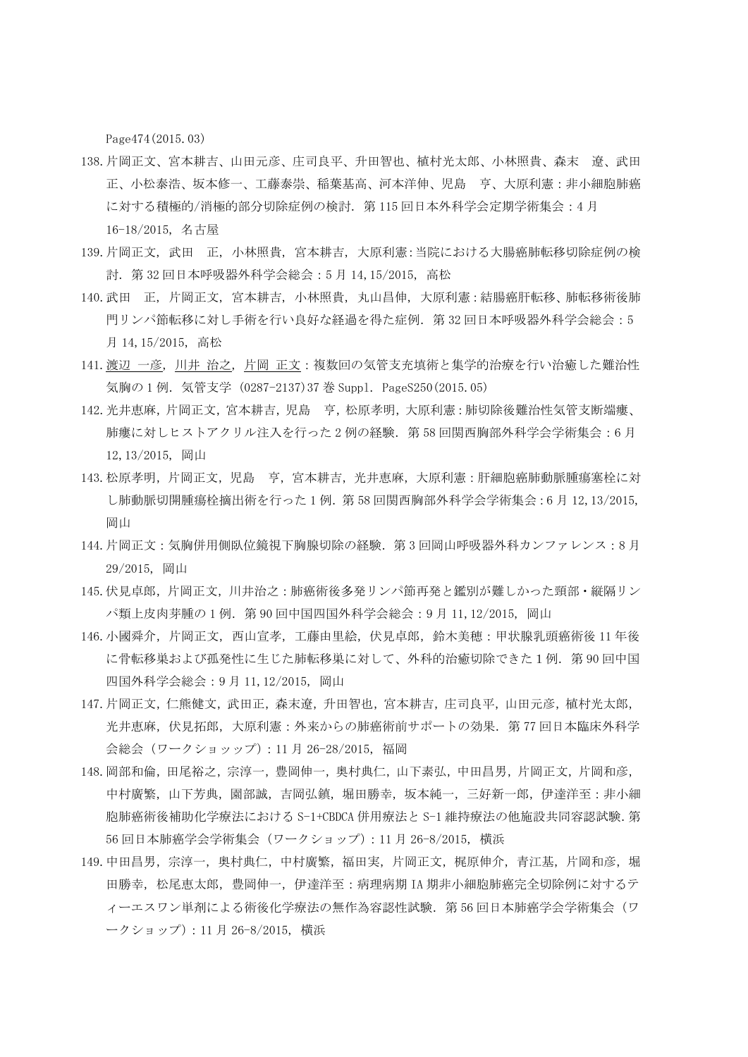Page474(2015.03)

138. 片岡正文、宮本耕吉、山田元彦、庄司良平、升田智也、植村光太郎、小林照貴、森末 遼、武田正、小松泰浩、坂本修一、工藤泰崇、稲葉基高、河本洋伸、児島 亨、大原利憲：非小細胞肺癌に対する積極的/消極的部分切除症例の検討. 第 115 回日本外科学会定期学術集会：4 月 16-18/2015, 名古屋
139. 片岡正文, 武田 正, 小林照貴, 宮本耕吉, 大原利憲：当院における大腸癌肺転移切除症例の検討. 第 32 回日本呼吸器外科学会総会：5 月 14,15/2015, 高松
140. 武田 正, 片岡正文, 宮本耕吉, 小林照貴, 丸山昌伸, 大原利憲：結腸癌肝転移、肺転移術後肺門リンパ節転移に対し手術を行い良好な経過を得た症例. 第 32 回日本呼吸器外科学会総会：5 月 14,15/2015, 高松
141. <u>渡辺 一彦</u>, <u>川井 治之</u>, <u>片岡 正文</u>：複数回の気管支充填術と集学的治療を行い治癒した難治性気胸の 1 例. 気管支学 (0287-2137)37 巻 Suppl. PageS250(2015.05)
142. 光井恵麻, 片岡正文, 宮本耕吉, 児島 亨, 松原孝明, 大原利憲：肺切除後難治性気管支断端瘻、肺瘻に対しヒストアクリル注入を行った 2 例の経験. 第 58 回関西胸部外科学会学術集会：6 月 12,13/2015, 岡山
143. 松原孝明, 片岡正文, 児島 亨, 宮本耕吉, 光井恵麻, 大原利憲：肝細胞癌肺動脈腫瘍塞栓に対し肺動脈切開腫瘍栓摘出術を行った 1 例. 第 58 回関西胸部外科学会学術集会：6 月 12,13/2015, 岡山
144. 片岡正文：気胸併用側臥位鏡視下胸腺切除の経験. 第 3 回岡山呼吸器外科カンファレンス：8 月 29/2015, 岡山
145. 伏見卓郎, 片岡正文, 川井治之：肺癌術後多発リンパ節再発と鑑別が難しかった頸部・縦隔リンパ類上皮肉芽腫の 1 例. 第 90 回中国四国外科学会総会：9 月 11,12/2015, 岡山
146. 小國舜介, 片岡正文, 西山宣孝, 工藤由里絵, 伏見卓郎, 鈴木美穂：甲状腺乳頭癌術後 11 年後に骨転移巣および孤発性に生じた肺転移巣に対して、外科的治癒切除できた 1 例. 第 90 回中国四国外科学会総会：9 月 11,12/2015, 岡山
147. 片岡正文, 仁熊健文, 武田正, 森末遼, 升田智也, 宮本耕吉, 庄司良平, 山田元彦, 植村光太郎, 光井恵麻, 伏見拓郎, 大原利憲：外来からの肺癌術前サポートの効果. 第 77 回日本臨床外科学会総会（ワークショッップ）：11 月 26-28/2015, 福岡
148. 岡部和倫, 田尾裕之, 宗淳一, 豊岡伸一, 奥村典仁, 山下素弘, 中田昌男, 片岡正文, 片岡和彦, 中村廣繁, 山下芳典, 園部誠, 吉岡弘鎮, 堀田勝幸, 坂本純一, 三好新一郎, 伊達洋至：非小細胞肺癌術後補助化学療法における S-1+CBDCA 併用療法と S-1 維持療法の他施設共同容認試験. 第 56 回日本肺癌学会学術集会（ワークショップ）：11 月 26-8/2015, 横浜
149. 中田昌男, 宗淳一, 奥村典仁, 中村廣繁, 福田実, 片岡正文, 梶原伸介, 青江基, 片岡和彦, 堀田勝幸, 松尾恵太郎, 豊岡伸一, 伊達洋至：病理病期 IA 期非小細胞肺癌完全切除例に対するティーエスワン単剤による術後化学療法の無作為容認性試験. 第 56 回日本肺癌学会学術集会（ワークショップ）：11 月 26-8/2015, 横浜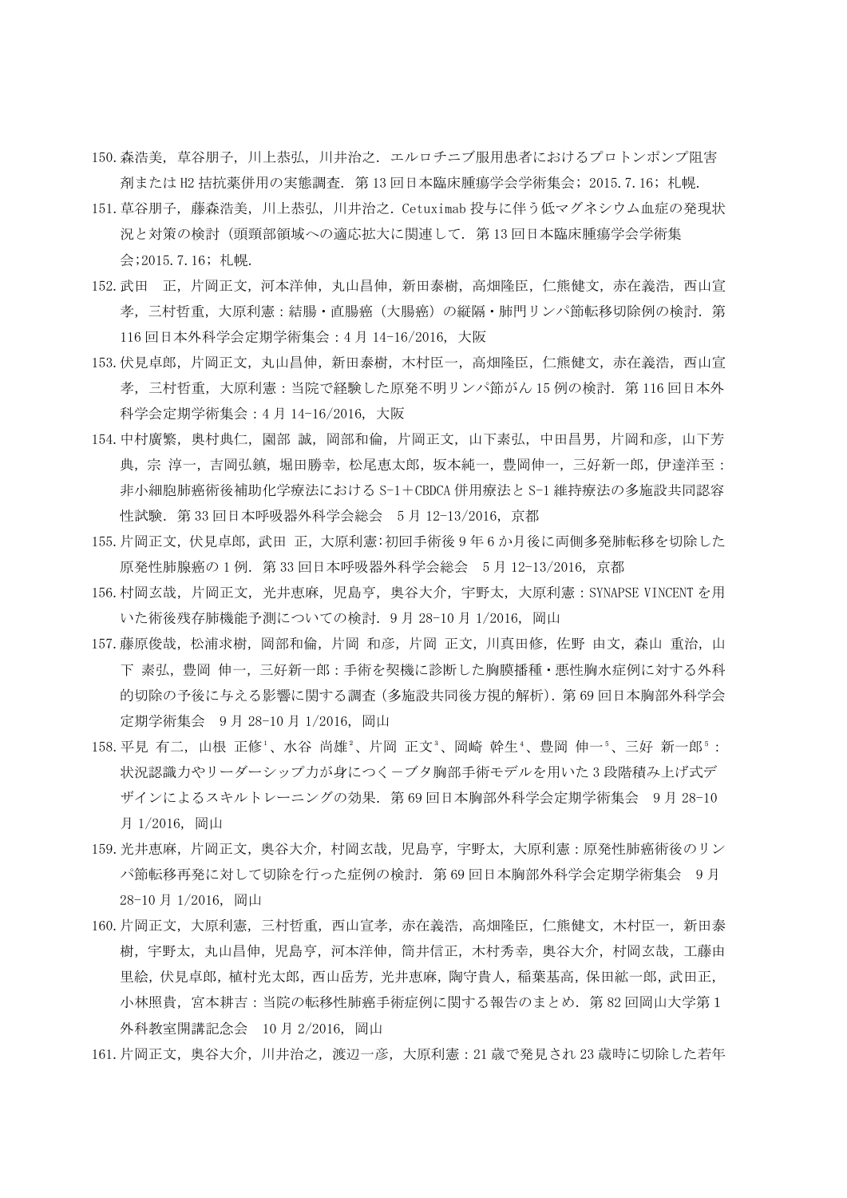150. 森浩美, 草谷朋子, 川上恭弘, 川井治之. エルロチニブ服用患者におけるプロトンポンプ阻害剤または H2 拮抗薬併用の実態調査. 第 13 回日本臨床腫瘍学会学術集会; 2015.7.16; 札幌.
151. 草谷朋子, 藤森浩美, 川上恭弘, 川井治之. Cetuximab 投与に伴う低マグネシウム血症の発現状況と対策の検討 (頭頸部領域への適応拡大に関連して. 第 13 回日本臨床腫瘍学会学術集会;2015.7.16; 札幌.
152. 武田 正, 片岡正文, 河本洋伸, 丸山昌伸, 新田泰樹, 高畑隆臣, 仁熊健文, 赤在義浩, 西山宣孝, 三村哲重, 大原利憲 : 結腸・直腸癌 (大腸癌) の縦隔・肺門リンパ節転移切除例の検討. 第 116 回日本外科学会定期学術集会 : 4 月 14-16/2016, 大阪
153. 伏見卓郎, 片岡正文, 丸山昌伸, 新田泰樹, 木村臣一, 高畑隆臣, 仁熊健文, 赤在義浩, 西山宣孝, 三村哲重, 大原利憲 : 当院で経験した原発不明リンパ節がん 15 例の検討. 第 116 回日本外科学会定期学術集会 : 4 月 14-16/2016, 大阪
154. 中村廣繁, 奥村典仁, 園部 誠, 岡部和倫, 片岡正文, 山下素弘, 中田昌男, 片岡和彦, 山下芳典, 宗 淳一, 吉岡弘鎮, 堀田勝幸, 松尾恵太郎, 坂本純一, 豊岡伸一, 三好新一郎, 伊達洋至 : 非小細胞肺癌術後補助化学療法における S-1＋CBDCA 併用療法と S-1 維持療法の多施設共同認容性試験. 第 33 回日本呼吸器外科学会総会　5 月 12-13/2016, 京都
155. 片岡正文, 伏見卓郎, 武田 正, 大原利憲:初回手術後 9 年 6 か月後に両側多発肺転移を切除した原発性肺腺癌の 1 例. 第 33 回日本呼吸器外科学会総会　5 月 12-13/2016, 京都
156. 村岡玄哉, 片岡正文, 光井恵麻, 児島亨, 奥谷大介, 宇野太, 大原利憲 : SYNAPSE VINCENT を用いた術後残存肺機能予測についての検討. 9 月 28-10 月 1/2016, 岡山
157. 藤原俊哉, 松浦求樹, 岡部和倫, 片岡 和彦, 片岡 正文, 川真田修, 佐野 由文, 森山 重治, 山下 素弘, 豊岡 伸一, 三好新一郎 : 手術を契機に診断した胸膜播種・悪性胸水症例に対する外科的切除の予後に与える影響に関する調査 (多施設共同後方視的解析). 第 69 回日本胸部外科学会定期学術集会　9 月 28-10 月 1/2016, 岡山
158. 平見 有二, 山根 正修[1]、水谷 尚雄[2]、片岡 正文[3]、岡崎 幹生[4]、豊岡 伸一[5]、三好 新一郎[5] : 状況認識力やリーダーシップ力が身につくーブタ胸部手術モデルを用いた 3 段階積み上げ式デザインによるスキルトレーニングの効果. 第 69 回日本胸部外科学会定期学術集会　9 月 28-10 月 1/2016, 岡山
159. 光井恵麻, 片岡正文, 奥谷大介, 村岡玄哉, 児島亨, 宇野太, 大原利憲 : 原発性肺癌術後のリンパ節転移再発に対して切除を行った症例の検討. 第 69 回日本胸部外科学会定期学術集会　9 月 28-10 月 1/2016, 岡山
160. 片岡正文, 大原利憲, 三村哲重, 西山宣孝, 赤在義浩, 高畑隆臣, 仁熊健文, 木村臣一, 新田泰樹, 宇野太, 丸山昌伸, 児島亨, 河本洋伸, 筒井信正, 木村秀幸, 奥谷大介, 村岡玄哉, 工藤由里絵, 伏見卓郎, 植村光太郎, 西山岳芳, 光井恵麻, 陶守貴人, 稲葉基高, 保田紘一郎, 武田正, 小林照貴, 宮本耕吉 : 当院の転移性肺癌手術症例に関する報告のまとめ. 第 82 回岡山大学第 1 外科教室開講記念会　10 月 2/2016, 岡山
161. 片岡正文, 奥谷大介, 川井治之, 渡辺一彦, 大原利憲 : 21 歳で発見され 23 歳時に切除した若年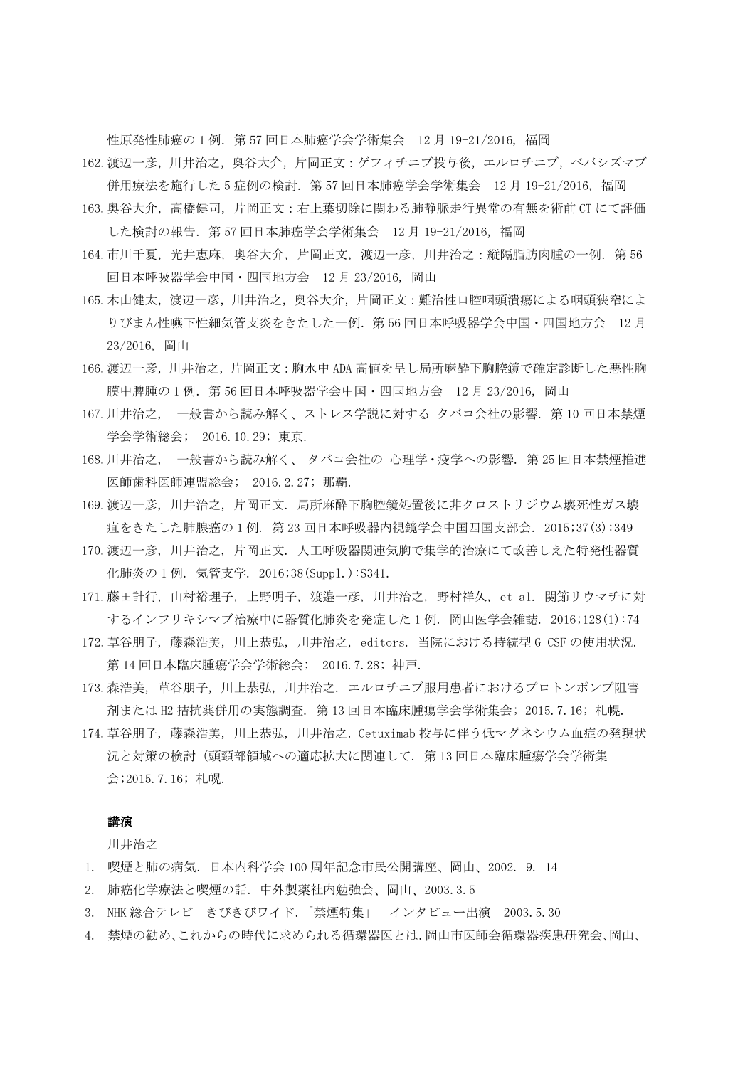性原発性肺癌の 1 例. 第 57 回日本肺癌学会学術集会　12 月 19-21/2016, 福岡

162. 渡辺一彦, 川井治之, 奥谷大介, 片岡正文：ゲフィチニブ投与後, エルロチニブ, ベバシズマブ併用療法を施行した 5 症例の検討. 第 57 回日本肺癌学会学術集会　12 月 19-21/2016, 福岡
163. 奥谷大介, 高橋健司, 片岡正文：右上葉切除に関わる肺静脈走行異常の有無を術前 CT にて評価した検討の報告. 第 57 回日本肺癌学会学術集会　12 月 19-21/2016, 福岡
164. 市川千夏, 光井恵麻, 奥谷大介, 片岡正文, 渡辺一彦, 川井治之：縦隔脂肪肉腫の一例. 第 56 回日本呼吸器学会中国・四国地方会　12 月 23/2016, 岡山
165. 木山健太, 渡辺一彦, 川井治之, 奥谷大介, 片岡正文：難治性口腔咽頭潰瘍による咽頭狭窄によりびまん性嚥下性細気管支炎をきたした一例. 第 56 回日本呼吸器学会中国・四国地方会　12 月 23/2016, 岡山
166. 渡辺一彦, 川井治之, 片岡正文：胸水中 ADA 高値を呈し局所麻酔下胸腔鏡で確定診断した悪性胸膜中脾腫の 1 例. 第 56 回日本呼吸器学会中国・四国地方会　12 月 23/2016, 岡山
167. 川井治之,　一般書から読み解く、ストレス学説に対する タバコ会社の影響. 第 10 回日本禁煙学会学術総会;　2016.10.29; 東京.
168. 川井治之,　一般書から読み解く、 タバコ会社の 心理学・疫学への影響. 第 25 回日本禁煙推進医師歯科医師連盟総会;　2016.2.27; 那覇.
169. 渡辺一彦, 川井治之, 片岡正文. 局所麻酔下胸腔鏡処置後に非クロストリジウム壊死性ガス壊疽をきたした肺腺癌の 1 例. 第 23 回日本呼吸器内視鏡学会中国四国支部会. 2015;37(3):349
170. 渡辺一彦, 川井治之, 片岡正文. 人工呼吸器関連気胸で集学的治療にて改善しえた特発性器質化肺炎の 1 例. 気管支学. 2016;38(Suppl.):S341.
171. 藤田計行, 山村裕理子, 上野明子, 渡邉一彦, 川井治之, 野村祥久, et al. 関節リウマチに対するインフリキシマブ治療中に器質化肺炎を発症した 1 例. 岡山医学会雑誌. 2016;128(1):74
172. 草谷朋子, 藤森浩美, 川上恭弘, 川井治之, editors. 当院における持続型 G-CSF の使用状況. 第 14 回日本臨床腫瘍学会学術総会;　2016.7.28; 神戸.
173. 森浩美, 草谷朋子, 川上恭弘, 川井治之. エルロチニブ服用患者におけるプロトンポンプ阻害剤または H2 拮抗薬併用の実態調査. 第 13 回日本臨床腫瘍学会学術集会; 2015.7.16; 札幌.
174. 草谷朋子, 藤森浩美, 川上恭弘, 川井治之. Cetuximab 投与に伴う低マグネシウム血症の発現状況と対策の検討 (頭頸部領域への適応拡大に関連して. 第 13 回日本臨床腫瘍学会学術集会;2015.7.16; 札幌.

**講演**

川井治之

1. 喫煙と肺の病気. 日本内科学会 100 周年記念市民公開講座、岡山、2002. 9. 14
2. 肺癌化学療法と喫煙の話. 中外製薬社内勉強会、岡山、2003.3.5
3. NHK 総合テレビ　きびきびワイド.「禁煙特集」　インタビュー出演　2003.5.30
4. 禁煙の勧め、これからの時代に求められる循環器医とは.岡山市医師会循環器疾患研究会、岡山、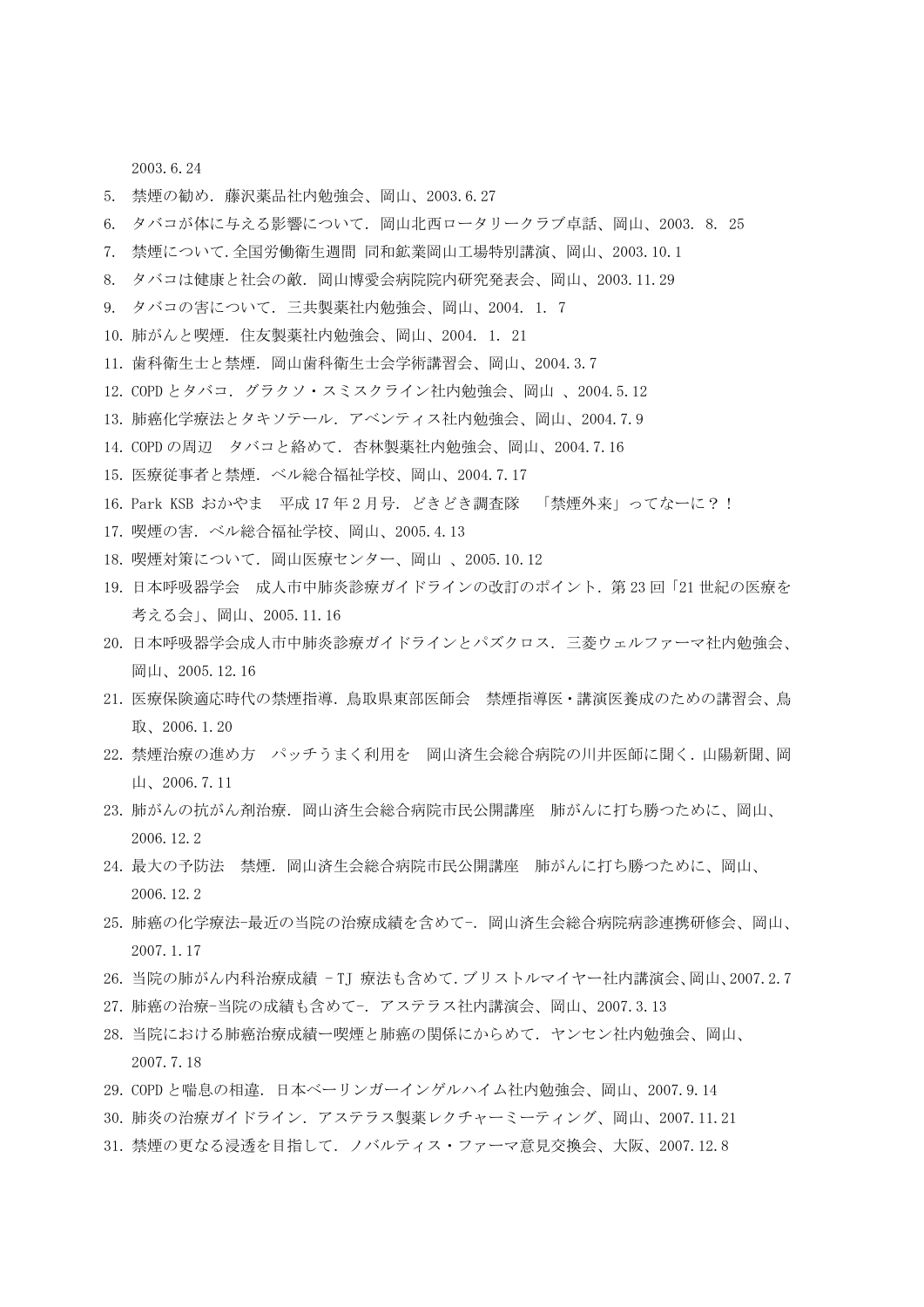2003.6.24

5. 禁煙の勧め. 藤沢薬品社内勉強会、岡山、2003.6.27
6. タバコが体に与える影響について. 岡山北西ロータリークラブ卓話、岡山、2003. 8. 25
7. 禁煙について.全国労働衛生週間 同和鉱業岡山工場特別講演、岡山、2003.10.1
8. タバコは健康と社会の敵. 岡山博愛会病院院内研究発表会、岡山、2003.11.29
9. タバコの害について. 三共製薬社内勉強会、岡山、2004. 1. 7
10. 肺がんと喫煙. 住友製薬社内勉強会、岡山、2004. 1. 21
11. 歯科衛生士と禁煙. 岡山歯科衛生士会学術講習会、岡山、2004.3.7
12. COPD とタバコ. グラクソ・スミスクライン社内勉強会、岡山 、2004.5.12
13. 肺癌化学療法とタキソテール. アベンティス社内勉強会、岡山、2004.7.9
14. COPD の周辺　タバコと絡めて. 杏林製薬社内勉強会、岡山、2004.7.16
15. 医療従事者と禁煙. ベル総合福祉学校、岡山、2004.7.17
16. Park KSB おかやま　平成 17 年 2 月号. どきどき調査隊　「禁煙外来」ってなーに？！
17. 喫煙の害. ベル総合福祉学校、岡山、2005.4.13
18. 喫煙対策について. 岡山医療センター、岡山 、2005.10.12
19. 日本呼吸器学会　成人市中肺炎診療ガイドラインの改訂のポイント. 第 23 回「21 世紀の医療を考える会」、岡山、2005.11.16
20. 日本呼吸器学会成人市中肺炎診療ガイドラインとパズクロス. 三菱ウェルファーマ社内勉強会、岡山、2005.12.16
21. 医療保険適応時代の禁煙指導. 鳥取県東部医師会　禁煙指導医・講演医養成のための講習会、鳥取、2006.1.20
22. 禁煙治療の進め方　パッチうまく利用を　岡山済生会総合病院の川井医師に聞く. 山陽新聞、岡山、2006.7.11
23. 肺がんの抗がん剤治療. 岡山済生会総合病院市民公開講座　肺がんに打ち勝つために、岡山、2006.12.2
24. 最大の予防法　禁煙. 岡山済生会総合病院市民公開講座　肺がんに打ち勝つために、岡山、2006.12.2
25. 肺癌の化学療法-最近の当院の治療成績を含めて-. 岡山済生会総合病院病診連携研修会、岡山、2007.1.17
26. 当院の肺がん内科治療成績 - TJ 療法も含めて. ブリストルマイヤー社内講演会、岡山、2007.2.7
27. 肺癌の治療-当院の成績も含めて-. アステラス社内講演会、岡山、2007.3.13
28. 当院における肺癌治療成績ー喫煙と肺癌の関係にからめて. ヤンセン社内勉強会、岡山、2007.7.18
29. COPD と喘息の相違. 日本ベーリンガーインゲルハイム社内勉強会、岡山、2007.9.14
30. 肺炎の治療ガイドライン. アステラス製薬レクチャーミーティング、岡山、2007.11.21
31. 禁煙の更なる浸透を目指して. ノバルティス・ファーマ意見交換会、大阪、2007.12.8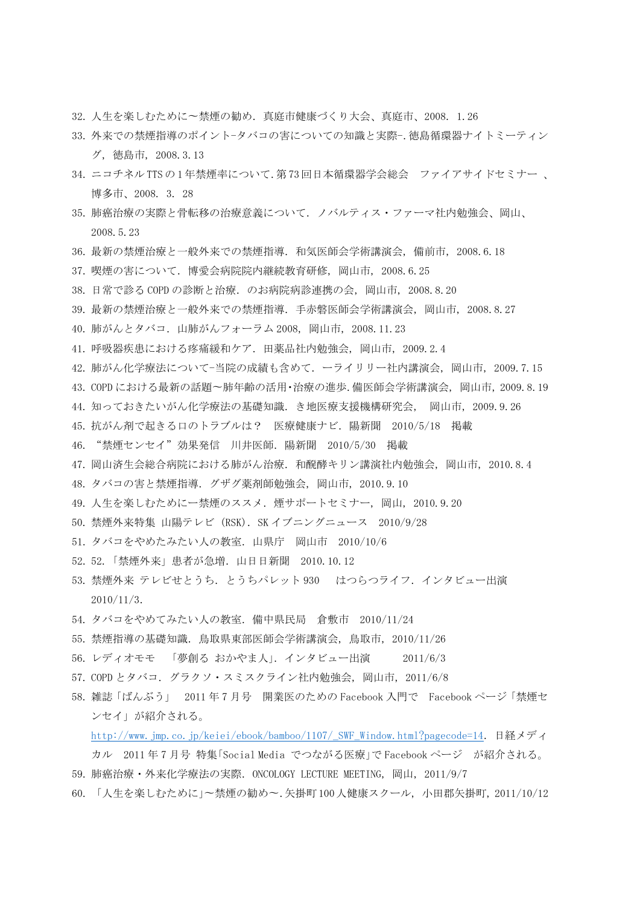32. 人生を楽しむために～禁煙の勧め．真庭市健康づくり大会、真庭市、2008. 1.26
33. 外来での禁煙指導のポイント-タバコの害についての知識と実際-.徳島循環器ナイトミーティング，徳島市，2008.3.13
34. ニコチネル TTS の 1 年禁煙率について.第 73 回日本循環器学会総会　ファイアサイドセミナー 、博多市、2008. 3. 28
35. 肺癌治療の実際と骨転移の治療意義について．ノバルティス・ファーマ社内勉強会、岡山、2008.5.23
36. 最新の禁煙治療と一般外来での禁煙指導．和気医師会学術講演会，備前市，2008.6.18
37. 喫煙の害について．博愛会病院院内継続教育研修，岡山市，2008.6.25
38. 日常で診る COPD の診断と治療．のお病院病診連携の会，岡山市，2008.8.20
39. 最新の禁煙治療と一般外来での禁煙指導．手赤磐医師会学術講演会，岡山市，2008.8.27
40. 肺がんとタバコ．山肺がんフォーラム 2008，岡山市，2008.11.23
41. 呼吸器疾患における疼痛緩和ケア．田薬品社内勉強会，岡山市，2009.2.4
42. 肺がん化学療法について-当院の成績も含めて．ーライリリー社内講演会，岡山市，2009.7.15
43. COPD における最新の話題～肺年齢の活用・治療の進歩.備医師会学術講演会，岡山市，2009.8.19
44. 知っておきたいがん化学療法の基礎知識．き地医療支援機構研究会，　岡山市，2009.9.26
45. 抗がん剤で起きる口のトラブルは？　医療健康ナビ．陽新聞　2010/5/18　掲載
46. “禁煙センセイ”効果発信　川井医師．陽新聞　2010/5/30　掲載
47. 岡山済生会総合病院における肺がん治療．和醗酵キリン講演社内勉強会，岡山市，2010.8.4
48. タバコの害と禁煙指導．グザグ薬剤師勉強会，岡山市，2010.9.10
49. 人生を楽しむためにー禁煙のススメ．煙サポートセミナー，岡山，2010.9.20
50. 禁煙外来特集 山陽テレビ（RSK）．SK イブニングニュース　2010/9/28
51. タバコをやめたみたい人の教室．山県庁　岡山市　2010/10/6
52. 52.「禁煙外来」患者が急増．山日日新聞　2010.10.12
53. 禁煙外来 テレビせとうち．とうちパレット 930　　はつらつライフ．インタビュー出演 2010/11/3.
54. タバコをやめてみたい人の教室．備中県民局　倉敷市　2010/11/24
55. 禁煙指導の基礎知識．鳥取県東部医師会学術講演会，鳥取市，2010/11/26
56. レディオモモ　「夢創る おかやま人」．インタビュー出演　　　2011/6/3
57. COPD とタバコ．グラクソ・スミスクライン社内勉強会，岡山市，2011/6/8
58. 雑誌「ばんぶう」　2011 年 7 月号　開業医のための Facebook 入門で　Facebook ページ「禁煙センセイ」が紹介される。
    http://www.jmp.co.jp/keiei/ebook/bamboo/1107/_SWF_Window.html?pagecode=14．日経メディカル　2011 年 7 月号 特集「Social Media でつながる医療」で Facebook ページ　が紹介される。
59. 肺癌治療・外来化学療法の実際．ONCOLOGY LECTURE MEETING，岡山，2011/9/7
60. 「人生を楽しむために」～禁煙の勧め～.矢掛町 100 人健康スクール，小田郡矢掛町，2011/10/12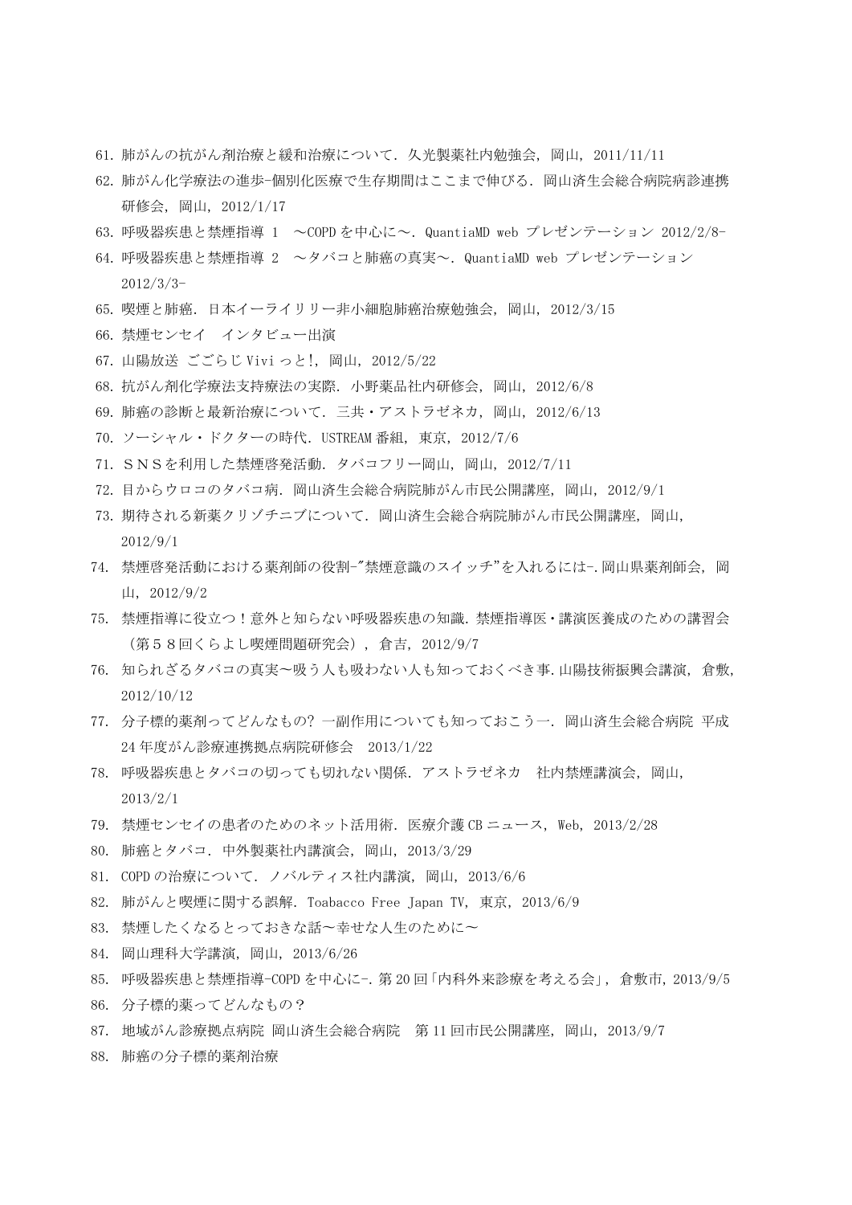61. 肺がんの抗がん剤治療と緩和治療について. 久光製薬社内勉強会, 岡山, 2011/11/11
62. 肺がん化学療法の進歩-個別化医療で生存期間はここまで伸びる. 岡山済生会総合病院病診連携研修会, 岡山, 2012/1/17
63. 呼吸器疾患と禁煙指導 1　～COPD を中心に～. QuantiaMD web プレゼンテーション 2012/2/8-
64. 呼吸器疾患と禁煙指導 2　～タバコと肺癌の真実～. QuantiaMD web プレゼンテーション 2012/3/3-
65. 喫煙と肺癌. 日本イーライリリー非小細胞肺癌治療勉強会, 岡山, 2012/3/15
66. 禁煙センセイ　インタビュー出演
67. 山陽放送 ごごらじ Vivi っと!, 岡山, 2012/5/22
68. 抗がん剤化学療法支持療法の実際. 小野薬品社内研修会, 岡山, 2012/6/8
69. 肺癌の診断と最新治療について. 三共・アストラゼネカ, 岡山, 2012/6/13
70. ソーシャル・ドクターの時代. USTREAM 番組, 東京, 2012/7/6
71. ＳＮＳを利用した禁煙啓発活動. タバコフリー岡山, 岡山, 2012/7/11
72. 目からウロコのタバコ病. 岡山済生会総合病院肺がん市民公開講座, 岡山, 2012/9/1
73. 期待される新薬クリゾチニブについて. 岡山済生会総合病院肺がん市民公開講座, 岡山, 2012/9/1
74. 禁煙啓発活動における薬剤師の役割-"禁煙意識のスイッチ"を入れるには-.岡山県薬剤師会, 岡山, 2012/9/2
75. 禁煙指導に役立つ！意外と知らない呼吸器疾患の知識. 禁煙指導医・講演医養成のための講習会（第５８回くらよし喫煙問題研究会）, 倉吉, 2012/9/7
76. 知られざるタバコの真実～吸う人も吸わない人も知っておくべき事.山陽技術振興会講演, 倉敷, 2012/10/12
77. 分子標的薬剤ってどんなもの? 一副作用についても知っておこう一. 岡山済生会総合病院 平成 24 年度がん診療連携拠点病院研修会　2013/1/22
78. 呼吸器疾患とタバコの切っても切れない関係. アストラゼネカ　社内禁煙講演会, 岡山, 2013/2/1
79. 禁煙センセイの患者のためのネット活用術. 医療介護 CB ニュース, Web, 2013/2/28
80. 肺癌とタバコ. 中外製薬社内講演会, 岡山, 2013/3/29
81. COPD の治療について. ノバルティス社内講演, 岡山, 2013/6/6
82. 肺がんと喫煙に関する誤解. Toabacco Free Japan TV, 東京, 2013/6/9
83. 禁煙したくなるとっておきな話～幸せな人生のために～
84. 岡山理科大学講演, 岡山, 2013/6/26
85. 呼吸器疾患と禁煙指導-COPD を中心に-. 第 20 回「内科外来診療を考える会」, 倉敷市, 2013/9/5
86. 分子標的薬ってどんなもの？
87. 地域がん診療拠点病院 岡山済生会総合病院　第 11 回市民公開講座, 岡山, 2013/9/7
88. 肺癌の分子標的薬剤治療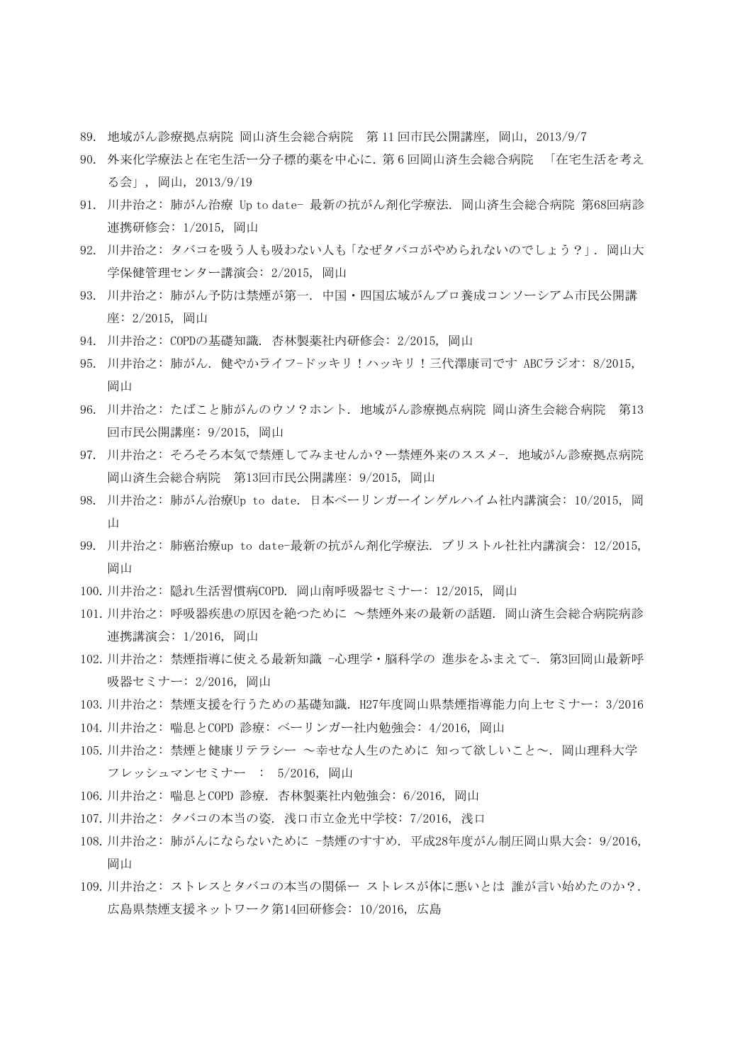89. 地域がん診療拠点病院 岡山済生会総合病院　第 11 回市民公開講座, 岡山, 2013/9/7
90. 外来化学療法と在宅生活ー分子標的薬を中心に. 第 6 回岡山済生会総合病院　「在宅生活を考える会」, 岡山, 2013/9/19
91. 川井治之: 肺がん治療 Up to date- 最新の抗がん剤化学療法. 岡山済生会総合病院 第68回病診連携研修会: 1/2015, 岡山
92. 川井治之: タバコを吸う人も吸わない人も「なぜタバコがやめられないのでしょう？」. 岡山大学保健管理センター講演会: 2/2015, 岡山
93. 川井治之: 肺がん予防は禁煙が第一. 中国・四国広域がんプロ養成コンソーシアム市民公開講座: 2/2015, 岡山
94. 川井治之: COPDの基礎知識. 杏林製薬社内研修会: 2/2015, 岡山
95. 川井治之: 肺がん. 健やかライフ-ドッキリ！ハッキリ！三代澤康司です ABCラジオ: 8/2015, 岡山
96. 川井治之: たばこと肺がんのウソ？ホント. 地域がん診療拠点病院 岡山済生会総合病院　第13回市民公開講座: 9/2015, 岡山
97. 川井治之: そろそろ本気で禁煙してみませんか？ー禁煙外来のススメ-. 地域がん診療拠点病院 岡山済生会総合病院　第13回市民公開講座: 9/2015, 岡山
98. 川井治之: 肺がん治療Up to date. 日本ベーリンガーインゲルハイム社内講演会: 10/2015, 岡山
99. 川井治之: 肺癌治療up to date-最新の抗がん剤化学療法. ブリストル社社内講演会: 12/2015, 岡山
100. 川井治之: 隠れ生活習慣病COPD. 岡山南呼吸器セミナー: 12/2015, 岡山
101. 川井治之: 呼吸器疾患の原因を絶つために ～禁煙外来の最新の話題. 岡山済生会総合病院病診連携講演会: 1/2016, 岡山
102. 川井治之: 禁煙指導に使える最新知識 -心理学・脳科学の 進歩をふまえて-. 第3回岡山最新呼吸器セミナー: 2/2016, 岡山
103. 川井治之: 禁煙支援を行うための基礎知識. H27年度岡山県禁煙指導能力向上セミナー: 3/2016
104. 川井治之: 喘息とCOPD 診療: ベーリンガー社内勉強会: 4/2016, 岡山
105. 川井治之: 禁煙と健康リテラシー ～幸せな人生のために 知って欲しいこと～. 岡山理科大学フレッシュマンセミナー　:　5/2016, 岡山
106. 川井治之: 喘息とCOPD 診療. 杏林製薬社内勉強会: 6/2016, 岡山
107. 川井治之: タバコの本当の姿. 浅口市立金光中学校: 7/2016, 浅口
108. 川井治之: 肺がんにならないために -禁煙のすすめ. 平成28年度がん制圧岡山県大会: 9/2016, 岡山
109. 川井治之: ストレスとタバコの本当の関係ー ストレスが体に悪いとは 誰が言い始めたのか？. 広島県禁煙支援ネットワーク第14回研修会: 10/2016, 広島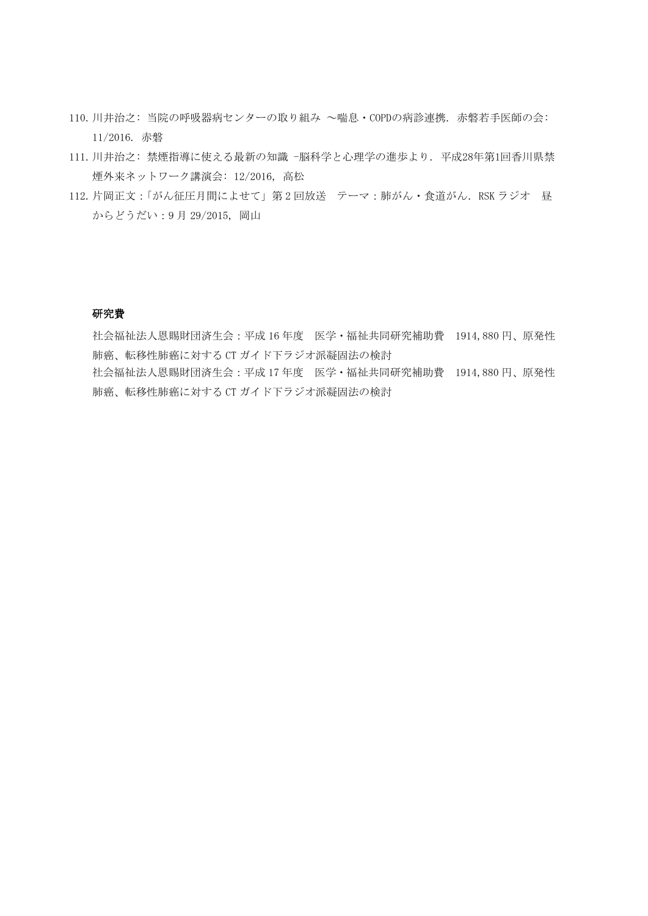110. 川井治之: 当院の呼吸器病センターの取り組み ～喘息・COPDの病診連携. 赤磐若手医師の会: 11/2016. 赤磐
111. 川井治之: 禁煙指導に使える最新の知識 -脳科学と心理学の進歩より. 平成28年第1回香川県禁煙外来ネットワーク講演会: 12/2016, 高松
112. 片岡正文 :「がん征圧月間によせて」第 2 回放送　テーマ : 肺がん・食道がん. RSK ラジオ　昼からどうだい : 9 月 29/2015, 岡山

**研究費**

社会福祉法人恩賜財団済生会 : 平成 16 年度　医学・福祉共同研究補助費　1914,880 円、原発性肺癌、転移性肺癌に対する CT ガイド下ラジオ派凝固法の検討
社会福祉法人恩賜財団済生会 : 平成 17 年度　医学・福祉共同研究補助費　1914,880 円、原発性肺癌、転移性肺癌に対する CT ガイド下ラジオ派凝固法の検討